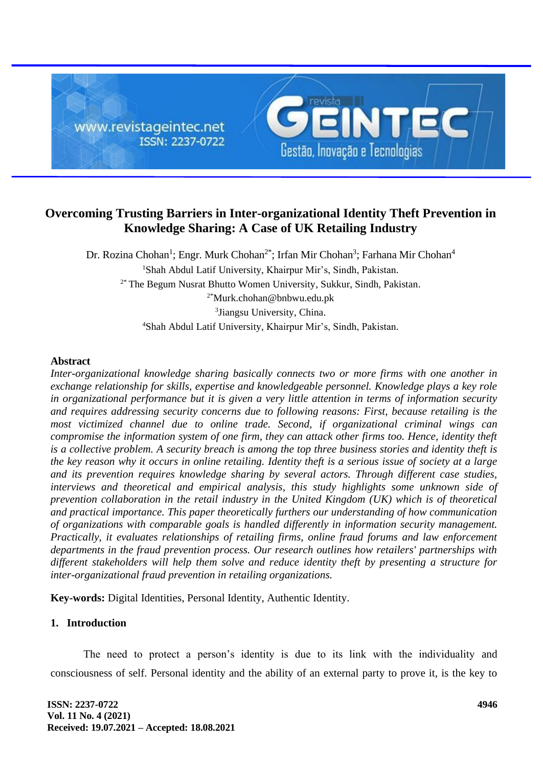# Overcoming Trusting Barriers in Inter-organizational Identity Theft Prevention in Knowledge Sharing: A Case of UK Retailing Industry

Dr. Rozina Chohan[1]; Engr. Murk Chohan[2*]; Irfan Mir Chohan[3]; Farhana Mir Chohan[4]

[1]Shah Abdul Latif University, Khairpur Mir's, Sindh, Pakistan.

[2*] The Begum Nusrat Bhutto Women University, Sukkur, Sindh, Pakistan.

[2*]Murk.chohan@bnbwu.edu.pk

[3]Jiangsu University, China.

[4]Shah Abdul Latif University, Khairpur Mir's, Sindh, Pakistan.

## Abstract

*Inter-organizational knowledge sharing basically connects two or more firms with one another in exchange relationship for skills, expertise and knowledgeable personnel. Knowledge plays a key role in organizational performance but it is given a very little attention in terms of information security and requires addressing security concerns due to following reasons: First, because retailing is the most victimized channel due to online trade. Second, if organizational criminal wings can compromise the information system of one firm, they can attack other firms too. Hence, identity theft is a collective problem. A security breach is among the top three business stories and identity theft is the key reason why it occurs in online retailing. Identity theft is a serious issue of society at a large and its prevention requires knowledge sharing by several actors. Through different case studies, interviews and theoretical and empirical analysis, this study highlights some unknown side of prevention collaboration in the retail industry in the United Kingdom (UK) which is of theoretical and practical importance. This paper theoretically furthers our understanding of how communication of organizations with comparable goals is handled differently in information security management. Practically, it evaluates relationships of retailing firms, online fraud forums and law enforcement departments in the fraud prevention process. Our research outlines how retailers' partnerships with different stakeholders will help them solve and reduce identity theft by presenting a structure for inter-organizational fraud prevention in retailing organizations.*

**Key-words:** Digital Identities, Personal Identity, Authentic Identity.

## 1. Introduction

The need to protect a person's identity is due to its link with the individuality and consciousness of self. Personal identity and the ability of an external party to prove it, is the key to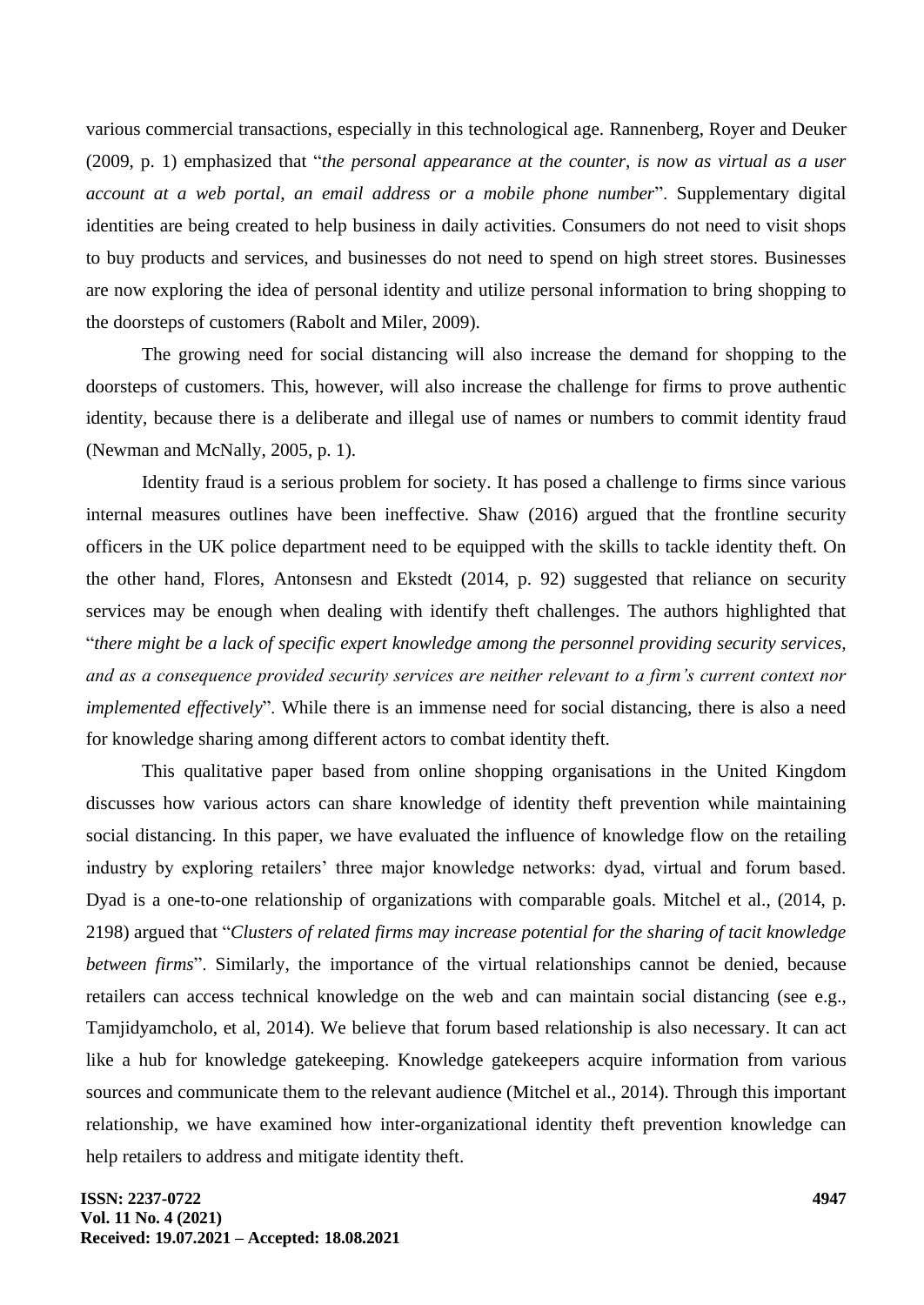various commercial transactions, especially in this technological age. Rannenberg, Royer and Deuker (2009, p. 1) emphasized that "*the personal appearance at the counter, is now as virtual as a user account at a web portal, an email address or a mobile phone number*". Supplementary digital identities are being created to help business in daily activities. Consumers do not need to visit shops to buy products and services, and businesses do not need to spend on high street stores. Businesses are now exploring the idea of personal identity and utilize personal information to bring shopping to the doorsteps of customers (Rabolt and Miler, 2009).

The growing need for social distancing will also increase the demand for shopping to the doorsteps of customers. This, however, will also increase the challenge for firms to prove authentic identity, because there is a deliberate and illegal use of names or numbers to commit identity fraud (Newman and McNally, 2005, p. 1).

Identity fraud is a serious problem for society. It has posed a challenge to firms since various internal measures outlines have been ineffective. Shaw (2016) argued that the frontline security officers in the UK police department need to be equipped with the skills to tackle identity theft. On the other hand, Flores, Antonsesn and Ekstedt (2014, p. 92) suggested that reliance on security services may be enough when dealing with identify theft challenges. The authors highlighted that "*there might be a lack of specific expert knowledge among the personnel providing security services, and as a consequence provided security services are neither relevant to a firm's current context nor implemented effectively*". While there is an immense need for social distancing, there is also a need for knowledge sharing among different actors to combat identity theft.

This qualitative paper based from online shopping organisations in the United Kingdom discusses how various actors can share knowledge of identity theft prevention while maintaining social distancing. In this paper, we have evaluated the influence of knowledge flow on the retailing industry by exploring retailers' three major knowledge networks: dyad, virtual and forum based. Dyad is a one-to-one relationship of organizations with comparable goals. Mitchel et al., (2014, p. 2198) argued that "*Clusters of related firms may increase potential for the sharing of tacit knowledge between firms*". Similarly, the importance of the virtual relationships cannot be denied, because retailers can access technical knowledge on the web and can maintain social distancing (see e.g., Tamjidyamcholo, et al, 2014). We believe that forum based relationship is also necessary. It can act like a hub for knowledge gatekeeping. Knowledge gatekeepers acquire information from various sources and communicate them to the relevant audience (Mitchel et al., 2014). Through this important relationship, we have examined how inter-organizational identity theft prevention knowledge can help retailers to address and mitigate identity theft.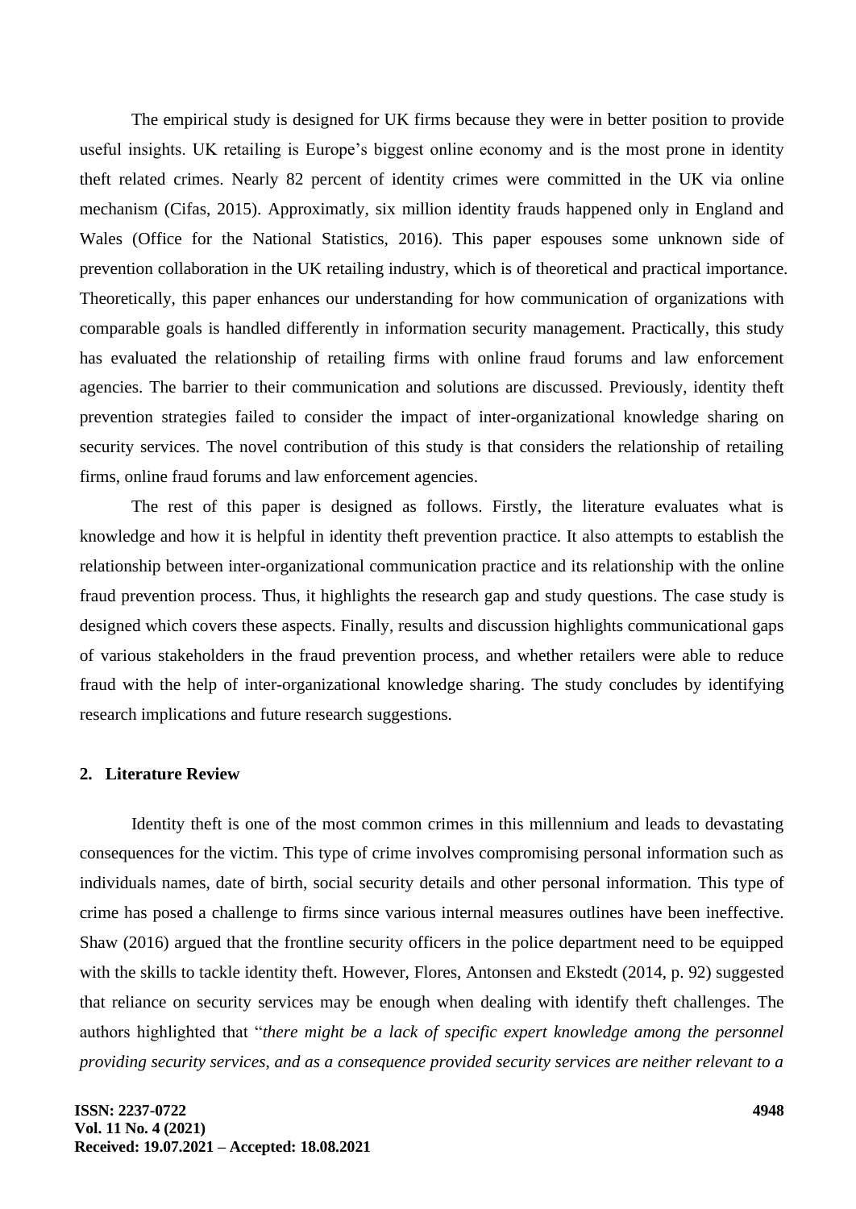The empirical study is designed for UK firms because they were in better position to provide useful insights. UK retailing is Europe's biggest online economy and is the most prone in identity theft related crimes. Nearly 82 percent of identity crimes were committed in the UK via online mechanism (Cifas, 2015). Approximatly, six million identity frauds happened only in England and Wales (Office for the National Statistics, 2016). This paper espouses some unknown side of prevention collaboration in the UK retailing industry, which is of theoretical and practical importance. Theoretically, this paper enhances our understanding for how communication of organizations with comparable goals is handled differently in information security management. Practically, this study has evaluated the relationship of retailing firms with online fraud forums and law enforcement agencies. The barrier to their communication and solutions are discussed. Previously, identity theft prevention strategies failed to consider the impact of inter-organizational knowledge sharing on security services. The novel contribution of this study is that considers the relationship of retailing firms, online fraud forums and law enforcement agencies.

The rest of this paper is designed as follows. Firstly, the literature evaluates what is knowledge and how it is helpful in identity theft prevention practice. It also attempts to establish the relationship between inter-organizational communication practice and its relationship with the online fraud prevention process. Thus, it highlights the research gap and study questions. The case study is designed which covers these aspects. Finally, results and discussion highlights communicational gaps of various stakeholders in the fraud prevention process, and whether retailers were able to reduce fraud with the help of inter-organizational knowledge sharing. The study concludes by identifying research implications and future research suggestions.

## 2. Literature Review

Identity theft is one of the most common crimes in this millennium and leads to devastating consequences for the victim. This type of crime involves compromising personal information such as individuals names, date of birth, social security details and other personal information. This type of crime has posed a challenge to firms since various internal measures outlines have been ineffective. Shaw (2016) argued that the frontline security officers in the police department need to be equipped with the skills to tackle identity theft. However, Flores, Antonsen and Ekstedt (2014, p. 92) suggested that reliance on security services may be enough when dealing with identify theft challenges. The authors highlighted that "*there might be a lack of specific expert knowledge among the personnel providing security services, and as a consequence provided security services are neither relevant to a*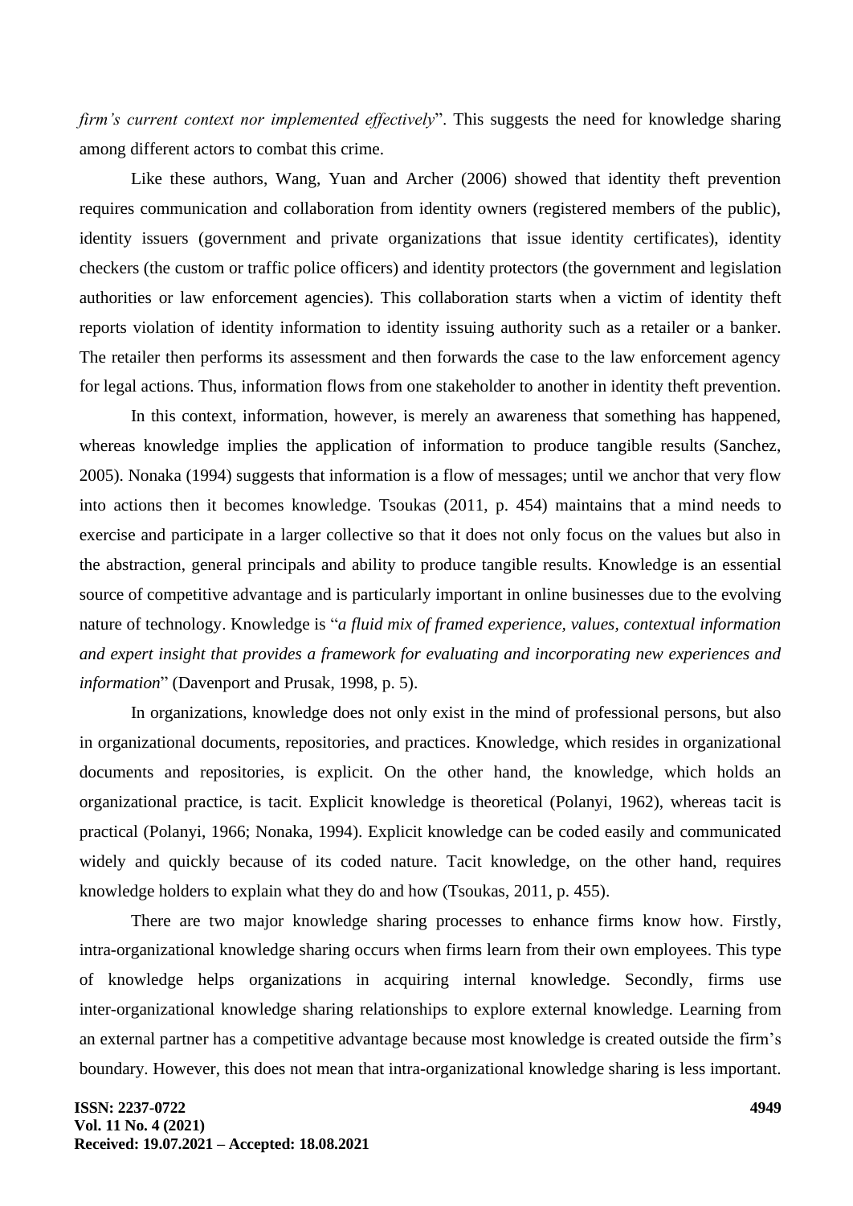*firm's current context nor implemented effectively*". This suggests the need for knowledge sharing among different actors to combat this crime.

Like these authors, Wang, Yuan and Archer (2006) showed that identity theft prevention requires communication and collaboration from identity owners (registered members of the public), identity issuers (government and private organizations that issue identity certificates), identity checkers (the custom or traffic police officers) and identity protectors (the government and legislation authorities or law enforcement agencies). This collaboration starts when a victim of identity theft reports violation of identity information to identity issuing authority such as a retailer or a banker. The retailer then performs its assessment and then forwards the case to the law enforcement agency for legal actions. Thus, information flows from one stakeholder to another in identity theft prevention.

In this context, information, however, is merely an awareness that something has happened, whereas knowledge implies the application of information to produce tangible results (Sanchez, 2005). Nonaka (1994) suggests that information is a flow of messages; until we anchor that very flow into actions then it becomes knowledge. Tsoukas (2011, p. 454) maintains that a mind needs to exercise and participate in a larger collective so that it does not only focus on the values but also in the abstraction, general principals and ability to produce tangible results. Knowledge is an essential source of competitive advantage and is particularly important in online businesses due to the evolving nature of technology. Knowledge is "*a fluid mix of framed experience, values, contextual information and expert insight that provides a framework for evaluating and incorporating new experiences and information*" (Davenport and Prusak, 1998, p. 5).

In organizations, knowledge does not only exist in the mind of professional persons, but also in organizational documents, repositories, and practices. Knowledge, which resides in organizational documents and repositories, is explicit. On the other hand, the knowledge, which holds an organizational practice, is tacit. Explicit knowledge is theoretical (Polanyi, 1962), whereas tacit is practical (Polanyi, 1966; Nonaka, 1994). Explicit knowledge can be coded easily and communicated widely and quickly because of its coded nature. Tacit knowledge, on the other hand, requires knowledge holders to explain what they do and how (Tsoukas, 2011, p. 455).

There are two major knowledge sharing processes to enhance firms know how. Firstly, intra-organizational knowledge sharing occurs when firms learn from their own employees. This type of knowledge helps organizations in acquiring internal knowledge. Secondly, firms use inter-organizational knowledge sharing relationships to explore external knowledge. Learning from an external partner has a competitive advantage because most knowledge is created outside the firm's boundary. However, this does not mean that intra-organizational knowledge sharing is less important.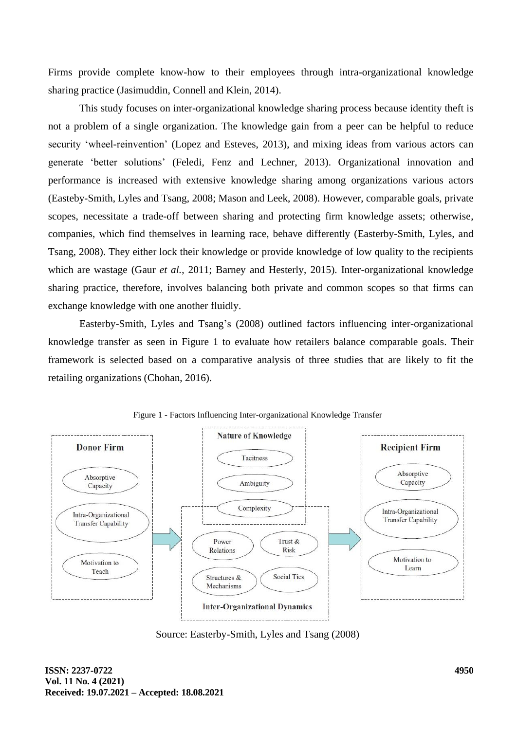Firms provide complete know-how to their employees through intra-organizational knowledge sharing practice (Jasimuddin, Connell and Klein, 2014).

This study focuses on inter-organizational knowledge sharing process because identity theft is not a problem of a single organization. The knowledge gain from a peer can be helpful to reduce security 'wheel-reinvention' (Lopez and Esteves, 2013), and mixing ideas from various actors can generate 'better solutions' (Feledi, Fenz and Lechner, 2013). Organizational innovation and performance is increased with extensive knowledge sharing among organizations various actors (Easteby-Smith, Lyles and Tsang, 2008; Mason and Leek, 2008). However, comparable goals, private scopes, necessitate a trade-off between sharing and protecting firm knowledge assets; otherwise, companies, which find themselves in learning race, behave differently (Easterby-Smith, Lyles, and Tsang, 2008). They either lock their knowledge or provide knowledge of low quality to the recipients which are wastage (Gaur *et al.*, 2011; Barney and Hesterly, 2015). Inter-organizational knowledge sharing practice, therefore, involves balancing both private and common scopes so that firms can exchange knowledge with one another fluidly.

Easterby-Smith, Lyles and Tsang's (2008) outlined factors influencing inter-organizational knowledge transfer as seen in Figure 1 to evaluate how retailers balance comparable goals. Their framework is selected based on a comparative analysis of three studies that are likely to fit the retailing organizations (Chohan, 2016).

Figure 1 - Factors Influencing Inter-organizational Knowledge Transfer

**Donor Firm**: Absorptive Capacity; Intra-Organizational Transfer Capability; Motivation to Teach

**Nature of Knowledge**: Tacitness; Ambiguity; Complexity

**Inter-Organizational Dynamics**: Power Relations; Trust & Risk; Structures & Mechanisms; Social Ties

**Recipient Firm**: Absorptive Capacity; Intra-Organizational Transfer Capability; Motivation to Learn

Source: Easterby-Smith, Lyles and Tsang (2008)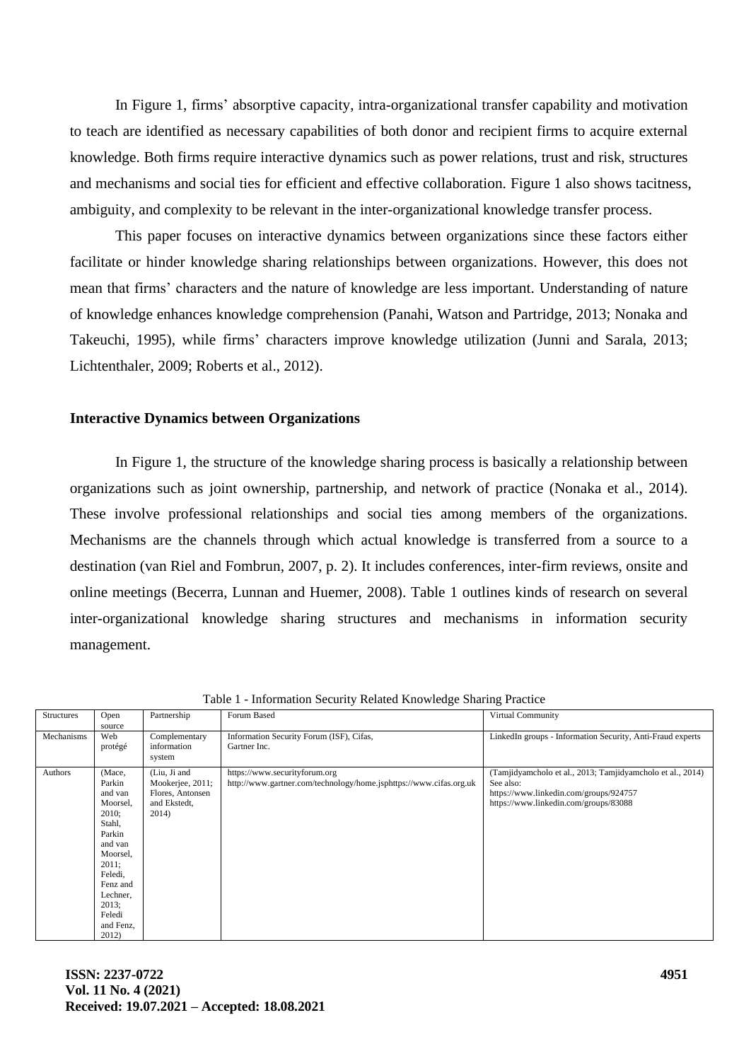In Figure 1, firms' absorptive capacity, intra-organizational transfer capability and motivation to teach are identified as necessary capabilities of both donor and recipient firms to acquire external knowledge. Both firms require interactive dynamics such as power relations, trust and risk, structures and mechanisms and social ties for efficient and effective collaboration. Figure 1 also shows tacitness, ambiguity, and complexity to be relevant in the inter-organizational knowledge transfer process.

This paper focuses on interactive dynamics between organizations since these factors either facilitate or hinder knowledge sharing relationships between organizations. However, this does not mean that firms' characters and the nature of knowledge are less important. Understanding of nature of knowledge enhances knowledge comprehension (Panahi, Watson and Partridge, 2013; Nonaka and Takeuchi, 1995), while firms' characters improve knowledge utilization (Junni and Sarala, 2013; Lichtenthaler, 2009; Roberts et al., 2012).

## Interactive Dynamics between Organizations

In Figure 1, the structure of the knowledge sharing process is basically a relationship between organizations such as joint ownership, partnership, and network of practice (Nonaka et al., 2014). These involve professional relationships and social ties among members of the organizations. Mechanisms are the channels through which actual knowledge is transferred from a source to a destination (van Riel and Fombrun, 2007, p. 2). It includes conferences, inter-firm reviews, onsite and online meetings (Becerra, Lunnan and Huemer, 2008). Table 1 outlines kinds of research on several inter-organizational knowledge sharing structures and mechanisms in information security management.

Table 1 - Information Security Related Knowledge Sharing Practice

| Structures | Open source | Partnership | Forum Based | Virtual Community |
|---|---|---|---|---|
| Mechanisms | Web protégé | Complementary information system | Information Security Forum (ISF), Cifas, Gartner Inc. | LinkedIn groups - Information Security, Anti-Fraud experts |
| Authors | (Mace, Parkin and van Moorsel, 2010; Stahl, Parkin and van Moorsel, 2011; Feledi, Fenz and Lechner, 2013; Feledi and Fenz, 2012) | (Liu, Ji and Mookerjee, 2011; Flores, Antonsen and Ekstedt, 2014) | https://www.securityforum.org http://www.gartner.com/technology/home.jsphttps://www.cifas.org.uk | (Tamjidyamcholo et al., 2013; Tamjidyamcholo et al., 2014) See also: https://www.linkedin.com/groups/924757 https://www.linkedin.com/groups/83088 |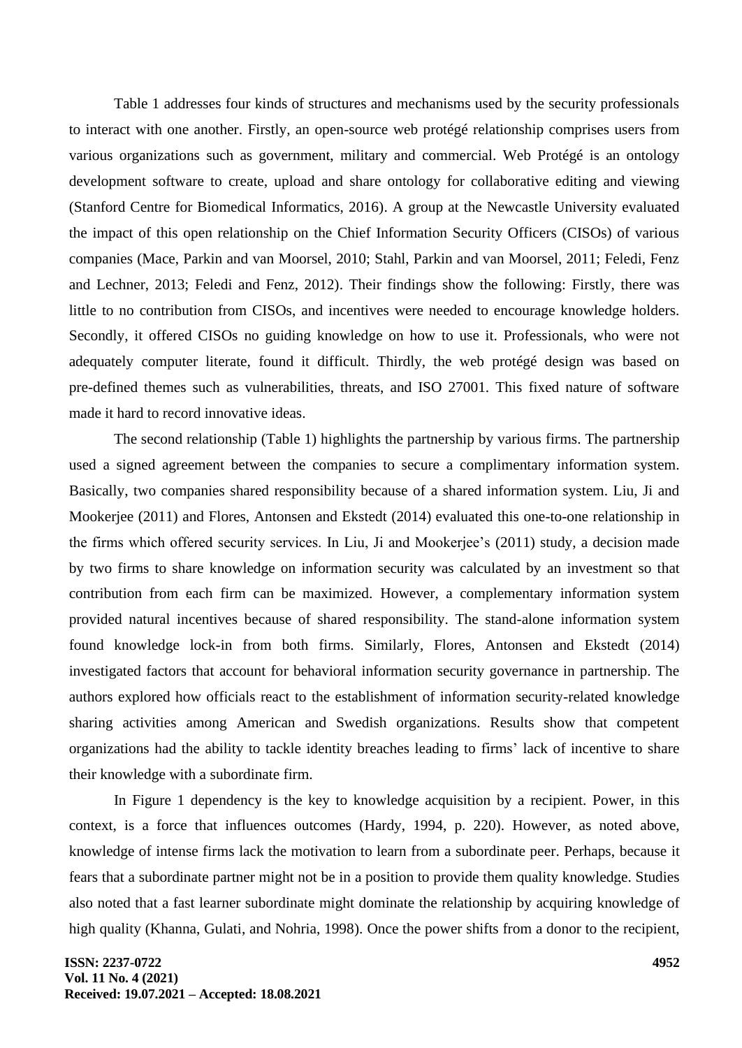Table 1 addresses four kinds of structures and mechanisms used by the security professionals to interact with one another. Firstly, an open-source web protégé relationship comprises users from various organizations such as government, military and commercial. Web Protégé is an ontology development software to create, upload and share ontology for collaborative editing and viewing (Stanford Centre for Biomedical Informatics, 2016). A group at the Newcastle University evaluated the impact of this open relationship on the Chief Information Security Officers (CISOs) of various companies (Mace, Parkin and van Moorsel, 2010; Stahl, Parkin and van Moorsel, 2011; Feledi, Fenz and Lechner, 2013; Feledi and Fenz, 2012). Their findings show the following: Firstly, there was little to no contribution from CISOs, and incentives were needed to encourage knowledge holders. Secondly, it offered CISOs no guiding knowledge on how to use it. Professionals, who were not adequately computer literate, found it difficult. Thirdly, the web protégé design was based on pre-defined themes such as vulnerabilities, threats, and ISO 27001. This fixed nature of software made it hard to record innovative ideas.

The second relationship (Table 1) highlights the partnership by various firms. The partnership used a signed agreement between the companies to secure a complimentary information system. Basically, two companies shared responsibility because of a shared information system. Liu, Ji and Mookerjee (2011) and Flores, Antonsen and Ekstedt (2014) evaluated this one-to-one relationship in the firms which offered security services. In Liu, Ji and Mookerjee's (2011) study, a decision made by two firms to share knowledge on information security was calculated by an investment so that contribution from each firm can be maximized. However, a complementary information system provided natural incentives because of shared responsibility. The stand-alone information system found knowledge lock-in from both firms. Similarly, Flores, Antonsen and Ekstedt (2014) investigated factors that account for behavioral information security governance in partnership. The authors explored how officials react to the establishment of information security-related knowledge sharing activities among American and Swedish organizations. Results show that competent organizations had the ability to tackle identity breaches leading to firms' lack of incentive to share their knowledge with a subordinate firm.

In Figure 1 dependency is the key to knowledge acquisition by a recipient. Power, in this context, is a force that influences outcomes (Hardy, 1994, p. 220). However, as noted above, knowledge of intense firms lack the motivation to learn from a subordinate peer. Perhaps, because it fears that a subordinate partner might not be in a position to provide them quality knowledge. Studies also noted that a fast learner subordinate might dominate the relationship by acquiring knowledge of high quality (Khanna, Gulati, and Nohria, 1998). Once the power shifts from a donor to the recipient,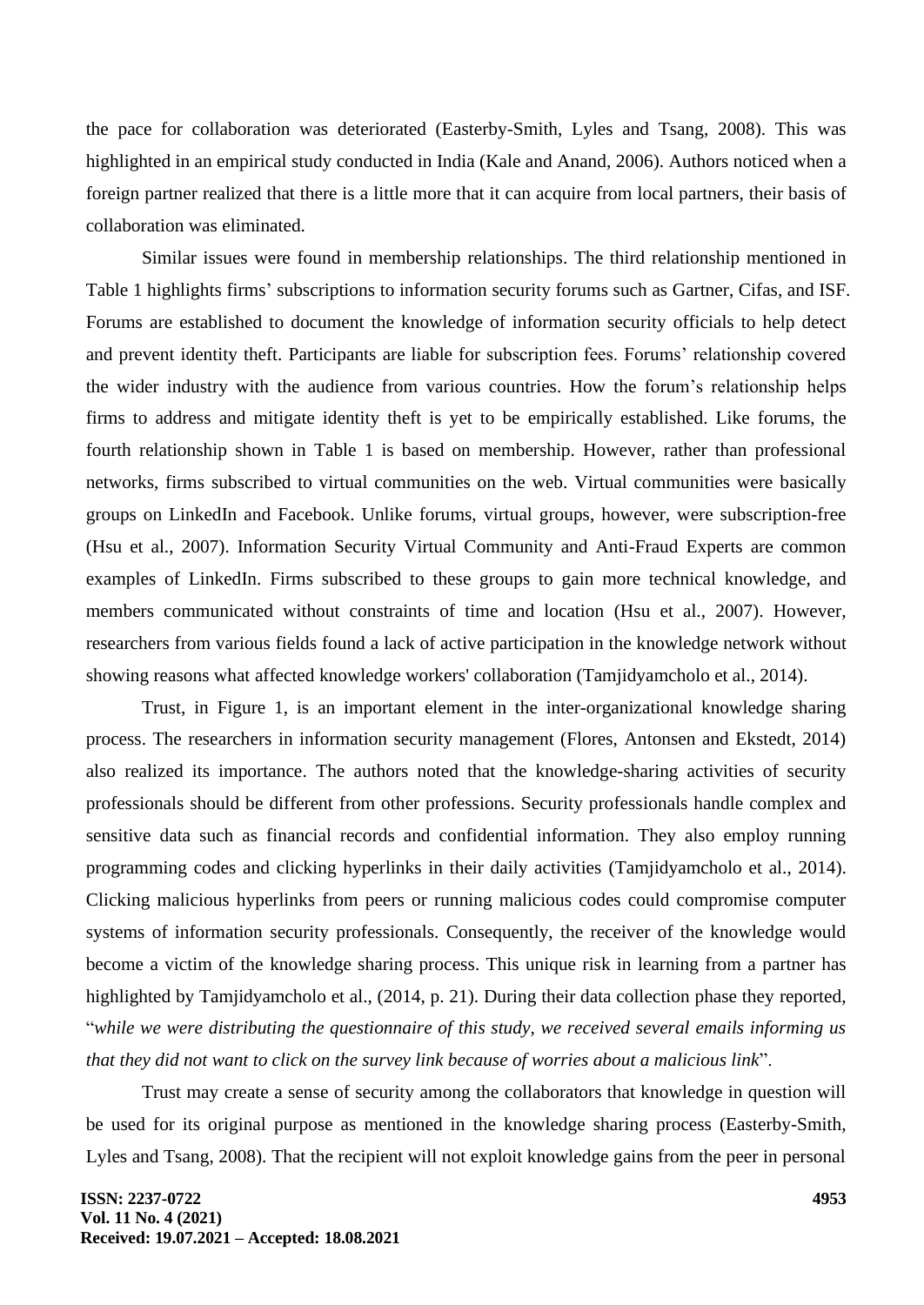the pace for collaboration was deteriorated (Easterby-Smith, Lyles and Tsang, 2008). This was highlighted in an empirical study conducted in India (Kale and Anand, 2006). Authors noticed when a foreign partner realized that there is a little more that it can acquire from local partners, their basis of collaboration was eliminated.

Similar issues were found in membership relationships. The third relationship mentioned in Table 1 highlights firms' subscriptions to information security forums such as Gartner, Cifas, and ISF. Forums are established to document the knowledge of information security officials to help detect and prevent identity theft. Participants are liable for subscription fees. Forums' relationship covered the wider industry with the audience from various countries. How the forum's relationship helps firms to address and mitigate identity theft is yet to be empirically established. Like forums, the fourth relationship shown in Table 1 is based on membership. However, rather than professional networks, firms subscribed to virtual communities on the web. Virtual communities were basically groups on LinkedIn and Facebook. Unlike forums, virtual groups, however, were subscription-free (Hsu et al., 2007). Information Security Virtual Community and Anti-Fraud Experts are common examples of LinkedIn. Firms subscribed to these groups to gain more technical knowledge, and members communicated without constraints of time and location (Hsu et al., 2007). However, researchers from various fields found a lack of active participation in the knowledge network without showing reasons what affected knowledge workers' collaboration (Tamjidyamcholo et al., 2014).

Trust, in Figure 1, is an important element in the inter-organizational knowledge sharing process. The researchers in information security management (Flores, Antonsen and Ekstedt, 2014) also realized its importance. The authors noted that the knowledge-sharing activities of security professionals should be different from other professions. Security professionals handle complex and sensitive data such as financial records and confidential information. They also employ running programming codes and clicking hyperlinks in their daily activities (Tamjidyamcholo et al., 2014). Clicking malicious hyperlinks from peers or running malicious codes could compromise computer systems of information security professionals. Consequently, the receiver of the knowledge would become a victim of the knowledge sharing process. This unique risk in learning from a partner has highlighted by Tamjidyamcholo et al., (2014, p. 21). During their data collection phase they reported, "*while we were distributing the questionnaire of this study, we received several emails informing us that they did not want to click on the survey link because of worries about a malicious link*".

Trust may create a sense of security among the collaborators that knowledge in question will be used for its original purpose as mentioned in the knowledge sharing process (Easterby-Smith, Lyles and Tsang, 2008). That the recipient will not exploit knowledge gains from the peer in personal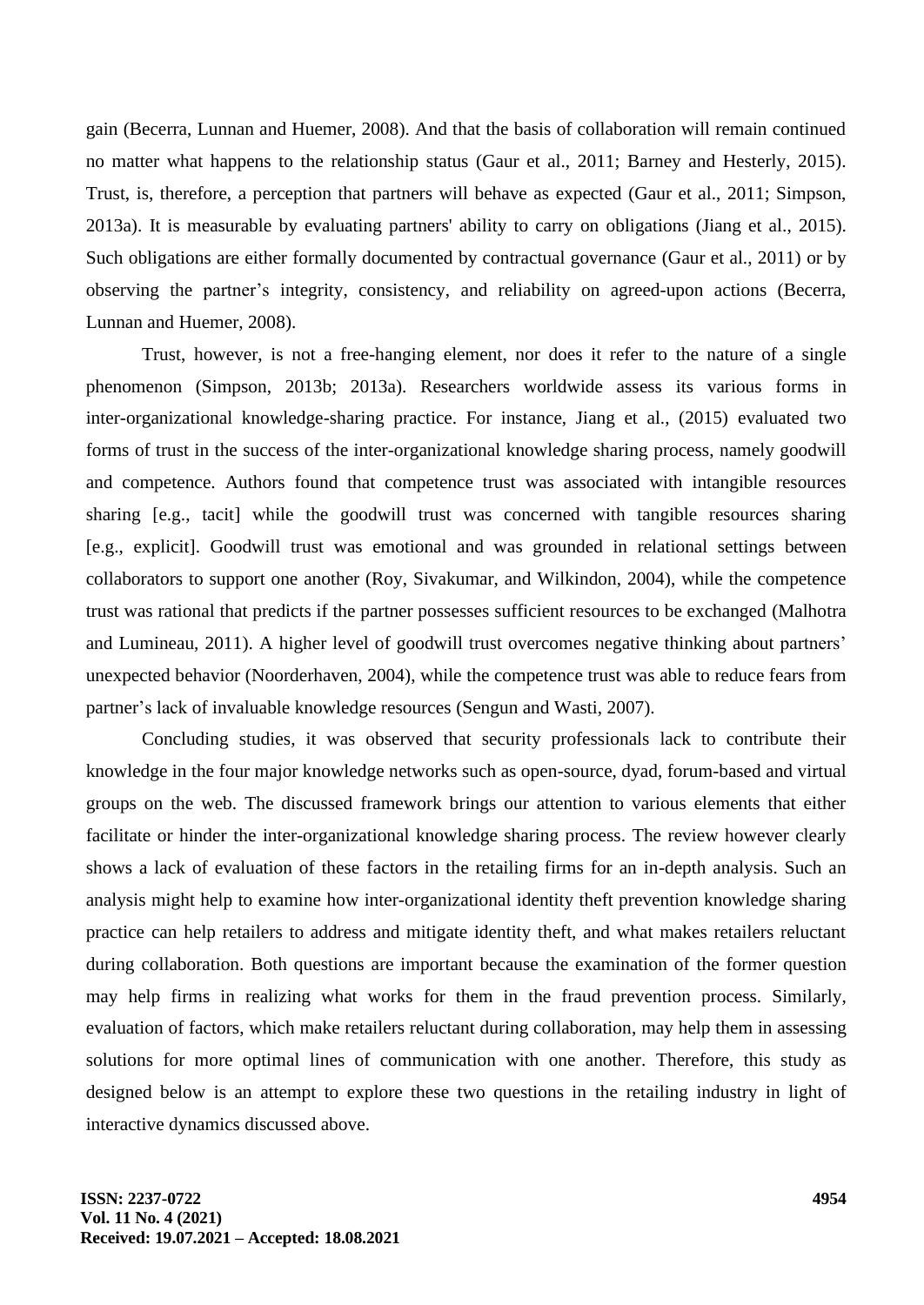gain (Becerra, Lunnan and Huemer, 2008). And that the basis of collaboration will remain continued no matter what happens to the relationship status (Gaur et al., 2011; Barney and Hesterly, 2015). Trust, is, therefore, a perception that partners will behave as expected (Gaur et al., 2011; Simpson, 2013a). It is measurable by evaluating partners' ability to carry on obligations (Jiang et al., 2015). Such obligations are either formally documented by contractual governance (Gaur et al., 2011) or by observing the partner's integrity, consistency, and reliability on agreed-upon actions (Becerra, Lunnan and Huemer, 2008).

Trust, however, is not a free-hanging element, nor does it refer to the nature of a single phenomenon (Simpson, 2013b; 2013a). Researchers worldwide assess its various forms in inter-organizational knowledge-sharing practice. For instance, Jiang et al., (2015) evaluated two forms of trust in the success of the inter-organizational knowledge sharing process, namely goodwill and competence. Authors found that competence trust was associated with intangible resources sharing [e.g., tacit] while the goodwill trust was concerned with tangible resources sharing [e.g., explicit]. Goodwill trust was emotional and was grounded in relational settings between collaborators to support one another (Roy, Sivakumar, and Wilkindon, 2004), while the competence trust was rational that predicts if the partner possesses sufficient resources to be exchanged (Malhotra and Lumineau, 2011). A higher level of goodwill trust overcomes negative thinking about partners' unexpected behavior (Noorderhaven, 2004), while the competence trust was able to reduce fears from partner's lack of invaluable knowledge resources (Sengun and Wasti, 2007).

Concluding studies, it was observed that security professionals lack to contribute their knowledge in the four major knowledge networks such as open-source, dyad, forum-based and virtual groups on the web. The discussed framework brings our attention to various elements that either facilitate or hinder the inter-organizational knowledge sharing process. The review however clearly shows a lack of evaluation of these factors in the retailing firms for an in-depth analysis. Such an analysis might help to examine how inter-organizational identity theft prevention knowledge sharing practice can help retailers to address and mitigate identity theft, and what makes retailers reluctant during collaboration. Both questions are important because the examination of the former question may help firms in realizing what works for them in the fraud prevention process. Similarly, evaluation of factors, which make retailers reluctant during collaboration, may help them in assessing solutions for more optimal lines of communication with one another. Therefore, this study as designed below is an attempt to explore these two questions in the retailing industry in light of interactive dynamics discussed above.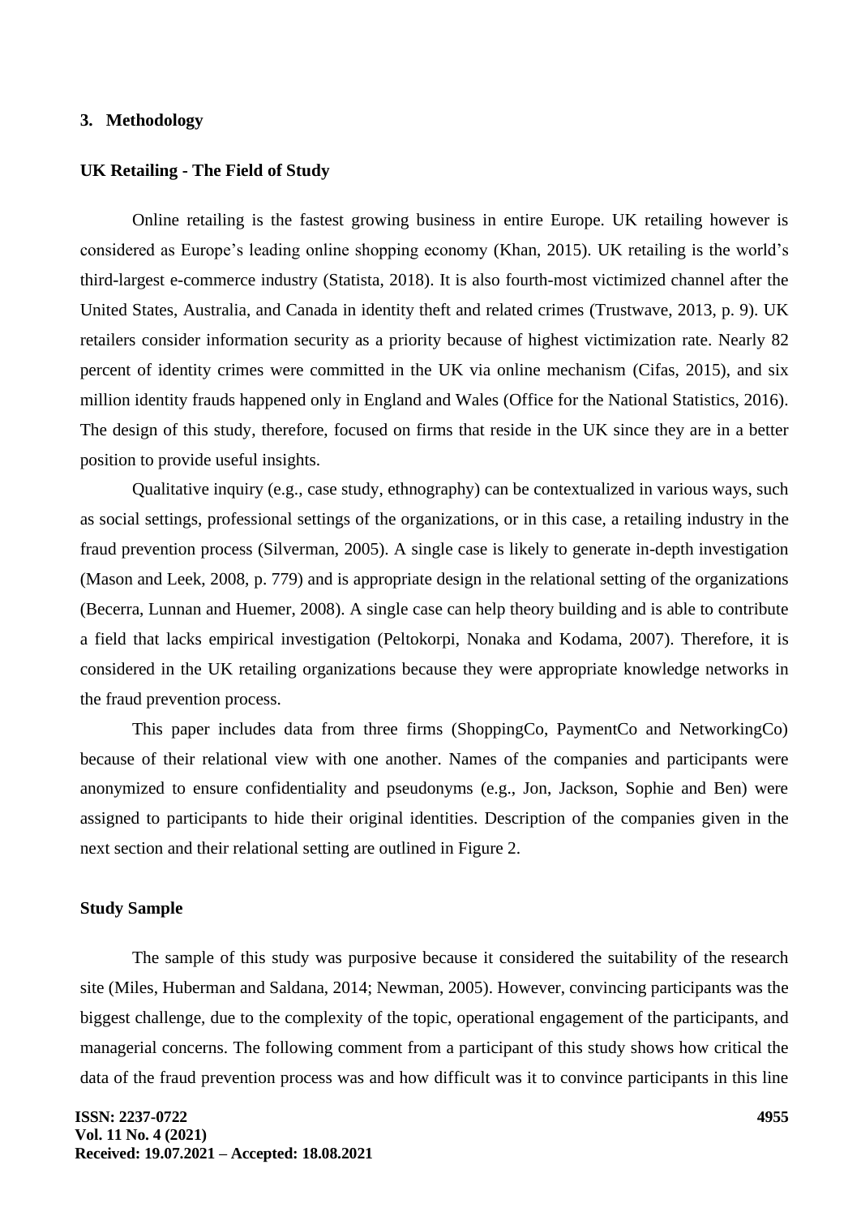## 3. Methodology

### UK Retailing - The Field of Study

Online retailing is the fastest growing business in entire Europe. UK retailing however is considered as Europe's leading online shopping economy (Khan, 2015). UK retailing is the world's third-largest e-commerce industry (Statista, 2018). It is also fourth-most victimized channel after the United States, Australia, and Canada in identity theft and related crimes (Trustwave, 2013, p. 9). UK retailers consider information security as a priority because of highest victimization rate. Nearly 82 percent of identity crimes were committed in the UK via online mechanism (Cifas, 2015), and six million identity frauds happened only in England and Wales (Office for the National Statistics, 2016). The design of this study, therefore, focused on firms that reside in the UK since they are in a better position to provide useful insights.

Qualitative inquiry (e.g., case study, ethnography) can be contextualized in various ways, such as social settings, professional settings of the organizations, or in this case, a retailing industry in the fraud prevention process (Silverman, 2005). A single case is likely to generate in-depth investigation (Mason and Leek, 2008, p. 779) and is appropriate design in the relational setting of the organizations (Becerra, Lunnan and Huemer, 2008). A single case can help theory building and is able to contribute a field that lacks empirical investigation (Peltokorpi, Nonaka and Kodama, 2007). Therefore, it is considered in the UK retailing organizations because they were appropriate knowledge networks in the fraud prevention process.

This paper includes data from three firms (ShoppingCo, PaymentCo and NetworkingCo) because of their relational view with one another. Names of the companies and participants were anonymized to ensure confidentiality and pseudonyms (e.g., Jon, Jackson, Sophie and Ben) were assigned to participants to hide their original identities. Description of the companies given in the next section and their relational setting are outlined in Figure 2.

### Study Sample

The sample of this study was purposive because it considered the suitability of the research site (Miles, Huberman and Saldana, 2014; Newman, 2005). However, convincing participants was the biggest challenge, due to the complexity of the topic, operational engagement of the participants, and managerial concerns. The following comment from a participant of this study shows how critical the data of the fraud prevention process was and how difficult was it to convince participants in this line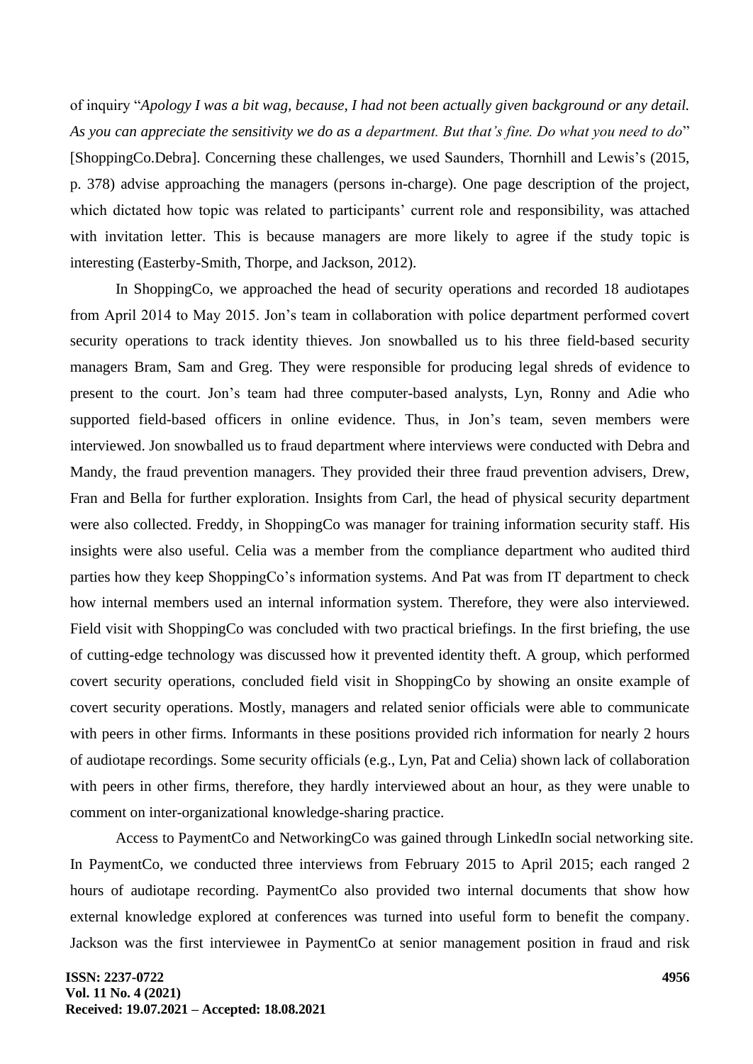of inquiry "*Apology I was a bit wag, because, I had not been actually given background or any detail. As you can appreciate the sensitivity we do as a department. But that's fine. Do what you need to do*" [ShoppingCo.Debra]. Concerning these challenges, we used Saunders, Thornhill and Lewis's (2015, p. 378) advise approaching the managers (persons in-charge). One page description of the project, which dictated how topic was related to participants' current role and responsibility, was attached with invitation letter. This is because managers are more likely to agree if the study topic is interesting (Easterby-Smith, Thorpe, and Jackson, 2012).

In ShoppingCo, we approached the head of security operations and recorded 18 audiotapes from April 2014 to May 2015. Jon's team in collaboration with police department performed covert security operations to track identity thieves. Jon snowballed us to his three field-based security managers Bram, Sam and Greg. They were responsible for producing legal shreds of evidence to present to the court. Jon's team had three computer-based analysts, Lyn, Ronny and Adie who supported field-based officers in online evidence. Thus, in Jon's team, seven members were interviewed. Jon snowballed us to fraud department where interviews were conducted with Debra and Mandy, the fraud prevention managers. They provided their three fraud prevention advisers, Drew, Fran and Bella for further exploration. Insights from Carl, the head of physical security department were also collected. Freddy, in ShoppingCo was manager for training information security staff. His insights were also useful. Celia was a member from the compliance department who audited third parties how they keep ShoppingCo's information systems. And Pat was from IT department to check how internal members used an internal information system. Therefore, they were also interviewed. Field visit with ShoppingCo was concluded with two practical briefings. In the first briefing, the use of cutting-edge technology was discussed how it prevented identity theft. A group, which performed covert security operations, concluded field visit in ShoppingCo by showing an onsite example of covert security operations. Mostly, managers and related senior officials were able to communicate with peers in other firms. Informants in these positions provided rich information for nearly 2 hours of audiotape recordings. Some security officials (e.g., Lyn, Pat and Celia) shown lack of collaboration with peers in other firms, therefore, they hardly interviewed about an hour, as they were unable to comment on inter-organizational knowledge-sharing practice.

Access to PaymentCo and NetworkingCo was gained through LinkedIn social networking site. In PaymentCo, we conducted three interviews from February 2015 to April 2015; each ranged 2 hours of audiotape recording. PaymentCo also provided two internal documents that show how external knowledge explored at conferences was turned into useful form to benefit the company. Jackson was the first interviewee in PaymentCo at senior management position in fraud and risk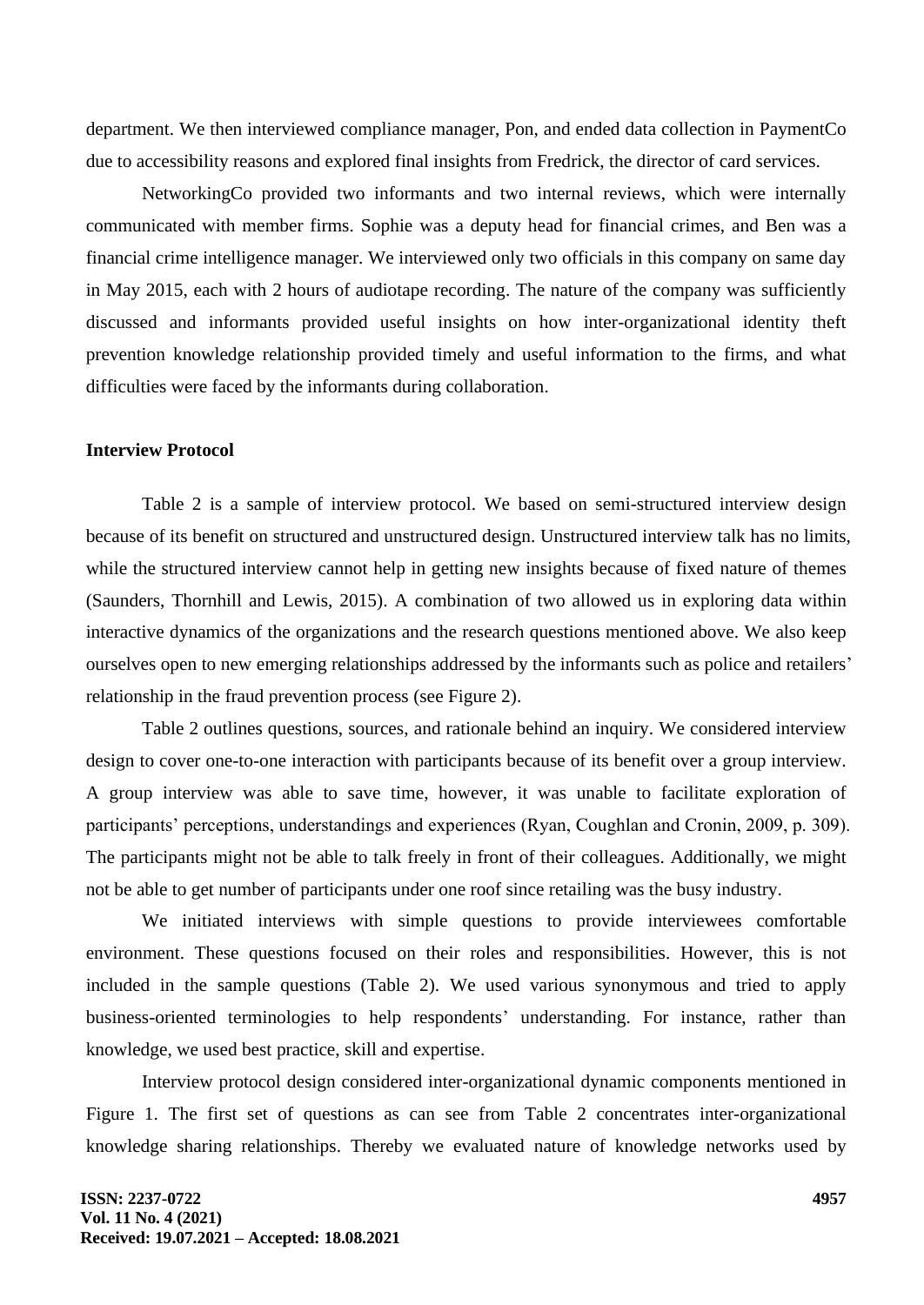department. We then interviewed compliance manager, Pon, and ended data collection in PaymentCo due to accessibility reasons and explored final insights from Fredrick, the director of card services.

NetworkingCo provided two informants and two internal reviews, which were internally communicated with member firms. Sophie was a deputy head for financial crimes, and Ben was a financial crime intelligence manager. We interviewed only two officials in this company on same day in May 2015, each with 2 hours of audiotape recording. The nature of the company was sufficiently discussed and informants provided useful insights on how inter-organizational identity theft prevention knowledge relationship provided timely and useful information to the firms, and what difficulties were faced by the informants during collaboration.

**Interview Protocol**

Table 2 is a sample of interview protocol. We based on semi-structured interview design because of its benefit on structured and unstructured design. Unstructured interview talk has no limits, while the structured interview cannot help in getting new insights because of fixed nature of themes (Saunders, Thornhill and Lewis, 2015). A combination of two allowed us in exploring data within interactive dynamics of the organizations and the research questions mentioned above. We also keep ourselves open to new emerging relationships addressed by the informants such as police and retailers' relationship in the fraud prevention process (see Figure 2).

Table 2 outlines questions, sources, and rationale behind an inquiry. We considered interview design to cover one-to-one interaction with participants because of its benefit over a group interview. A group interview was able to save time, however, it was unable to facilitate exploration of participants' perceptions, understandings and experiences (Ryan, Coughlan and Cronin, 2009, p. 309). The participants might not be able to talk freely in front of their colleagues. Additionally, we might not be able to get number of participants under one roof since retailing was the busy industry.

We initiated interviews with simple questions to provide interviewees comfortable environment. These questions focused on their roles and responsibilities. However, this is not included in the sample questions (Table 2). We used various synonymous and tried to apply business-oriented terminologies to help respondents' understanding. For instance, rather than knowledge, we used best practice, skill and expertise.

Interview protocol design considered inter-organizational dynamic components mentioned in Figure 1. The first set of questions as can see from Table 2 concentrates inter-organizational knowledge sharing relationships. Thereby we evaluated nature of knowledge networks used by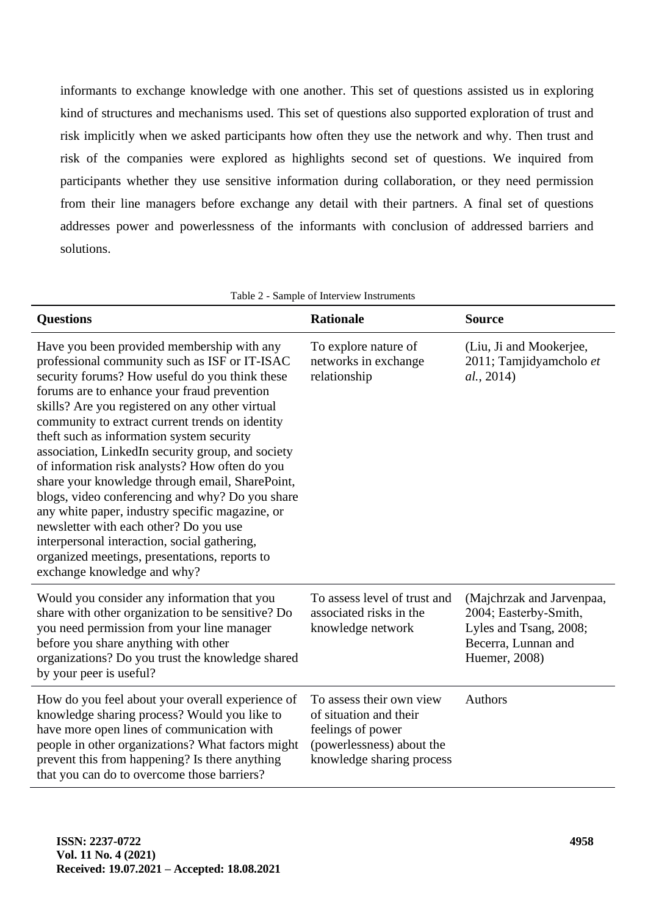informants to exchange knowledge with one another. This set of questions assisted us in exploring kind of structures and mechanisms used. This set of questions also supported exploration of trust and risk implicitly when we asked participants how often they use the network and why. Then trust and risk of the companies were explored as highlights second set of questions. We inquired from participants whether they use sensitive information during collaboration, or they need permission from their line managers before exchange any detail with their partners. A final set of questions addresses power and powerlessness of the informants with conclusion of addressed barriers and solutions.

Table 2 - Sample of Interview Instruments

| **Questions** | **Rationale** | **Source** |
|---|---|---|
| Have you been provided membership with any professional community such as ISF or IT-ISAC security forums? How useful do you think these forums are to enhance your fraud prevention skills? Are you registered on any other virtual community to extract current trends on identity theft such as information system security association, LinkedIn security group, and society of information risk analysts? How often do you share your knowledge through email, SharePoint, blogs, video conferencing and why? Do you share any white paper, industry specific magazine, or newsletter with each other? Do you use interpersonal interaction, social gathering, organized meetings, presentations, reports to exchange knowledge and why? | To explore nature of networks in exchange relationship | (Liu, Ji and Mookerjee, 2011; Tamjidyamcholo *et al.*, 2014) |
| Would you consider any information that you share with other organization to be sensitive? Do you need permission from your line manager before you share anything with other organizations? Do you trust the knowledge shared by your peer is useful? | To assess level of trust and associated risks in the knowledge network | (Majchrzak and Jarvenpaa, 2004; Easterby-Smith, Lyles and Tsang, 2008; Becerra, Lunnan and Huemer, 2008) |
| How do you feel about your overall experience of knowledge sharing process? Would you like to have more open lines of communication with people in other organizations? What factors might prevent this from happening? Is there anything that you can do to overcome those barriers? | To assess their own view of situation and their feelings of power (powerlessness) about the knowledge sharing process | Authors |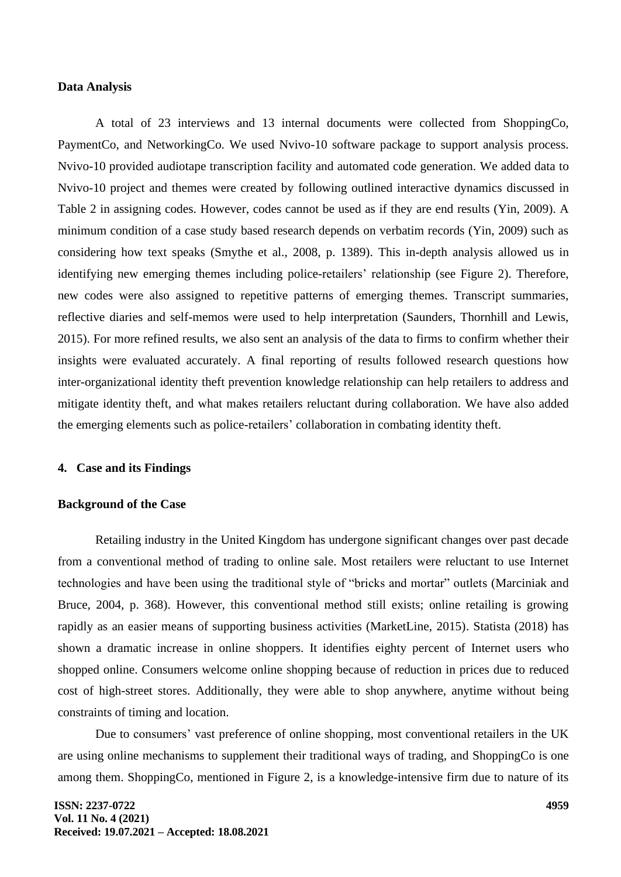**Data Analysis**

A total of 23 interviews and 13 internal documents were collected from ShoppingCo, PaymentCo, and NetworkingCo. We used Nvivo-10 software package to support analysis process. Nvivo-10 provided audiotape transcription facility and automated code generation. We added data to Nvivo-10 project and themes were created by following outlined interactive dynamics discussed in Table 2 in assigning codes. However, codes cannot be used as if they are end results (Yin, 2009). A minimum condition of a case study based research depends on verbatim records (Yin, 2009) such as considering how text speaks (Smythe et al., 2008, p. 1389). This in-depth analysis allowed us in identifying new emerging themes including police-retailers' relationship (see Figure 2). Therefore, new codes were also assigned to repetitive patterns of emerging themes. Transcript summaries, reflective diaries and self-memos were used to help interpretation (Saunders, Thornhill and Lewis, 2015). For more refined results, we also sent an analysis of the data to firms to confirm whether their insights were evaluated accurately. A final reporting of results followed research questions how inter-organizational identity theft prevention knowledge relationship can help retailers to address and mitigate identity theft, and what makes retailers reluctant during collaboration. We have also added the emerging elements such as police-retailers' collaboration in combating identity theft.

## 4. Case and its Findings

**Background of the Case**

Retailing industry in the United Kingdom has undergone significant changes over past decade from a conventional method of trading to online sale. Most retailers were reluctant to use Internet technologies and have been using the traditional style of "bricks and mortar" outlets (Marciniak and Bruce, 2004, p. 368). However, this conventional method still exists; online retailing is growing rapidly as an easier means of supporting business activities (MarketLine, 2015). Statista (2018) has shown a dramatic increase in online shoppers. It identifies eighty percent of Internet users who shopped online. Consumers welcome online shopping because of reduction in prices due to reduced cost of high-street stores. Additionally, they were able to shop anywhere, anytime without being constraints of timing and location.

Due to consumers' vast preference of online shopping, most conventional retailers in the UK are using online mechanisms to supplement their traditional ways of trading, and ShoppingCo is one among them. ShoppingCo, mentioned in Figure 2, is a knowledge-intensive firm due to nature of its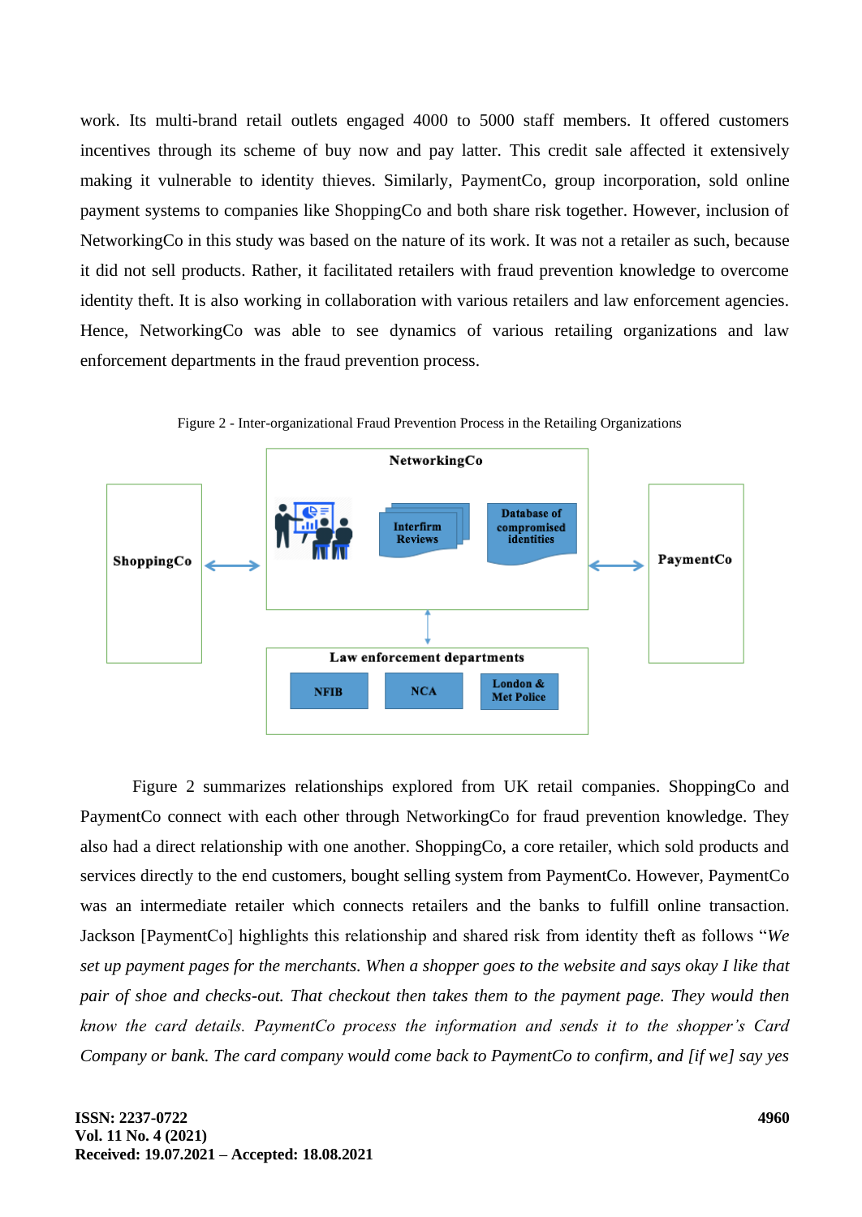work. Its multi-brand retail outlets engaged 4000 to 5000 staff members. It offered customers incentives through its scheme of buy now and pay latter. This credit sale affected it extensively making it vulnerable to identity thieves. Similarly, PaymentCo, group incorporation, sold online payment systems to companies like ShoppingCo and both share risk together. However, inclusion of NetworkingCo in this study was based on the nature of its work. It was not a retailer as such, because it did not sell products. Rather, it facilitated retailers with fraud prevention knowledge to overcome identity theft. It is also working in collaboration with various retailers and law enforcement agencies. Hence, NetworkingCo was able to see dynamics of various retailing organizations and law enforcement departments in the fraud prevention process.

Figure 2 - Inter-organizational Fraud Prevention Process in the Retailing Organizations

NetworkingCo

Interfirm Reviews

Database of compromised identities

ShoppingCo

PaymentCo

Law enforcement departments

NFIB

NCA

London & Met Police

Figure 2 summarizes relationships explored from UK retail companies. ShoppingCo and PaymentCo connect with each other through NetworkingCo for fraud prevention knowledge. They also had a direct relationship with one another. ShoppingCo, a core retailer, which sold products and services directly to the end customers, bought selling system from PaymentCo. However, PaymentCo was an intermediate retailer which connects retailers and the banks to fulfill online transaction. Jackson [PaymentCo] highlights this relationship and shared risk from identity theft as follows "*We set up payment pages for the merchants. When a shopper goes to the website and says okay I like that pair of shoe and checks-out. That checkout then takes them to the payment page. They would then know the card details. PaymentCo process the information and sends it to the shopper's Card Company or bank. The card company would come back to PaymentCo to confirm, and [if we] say yes*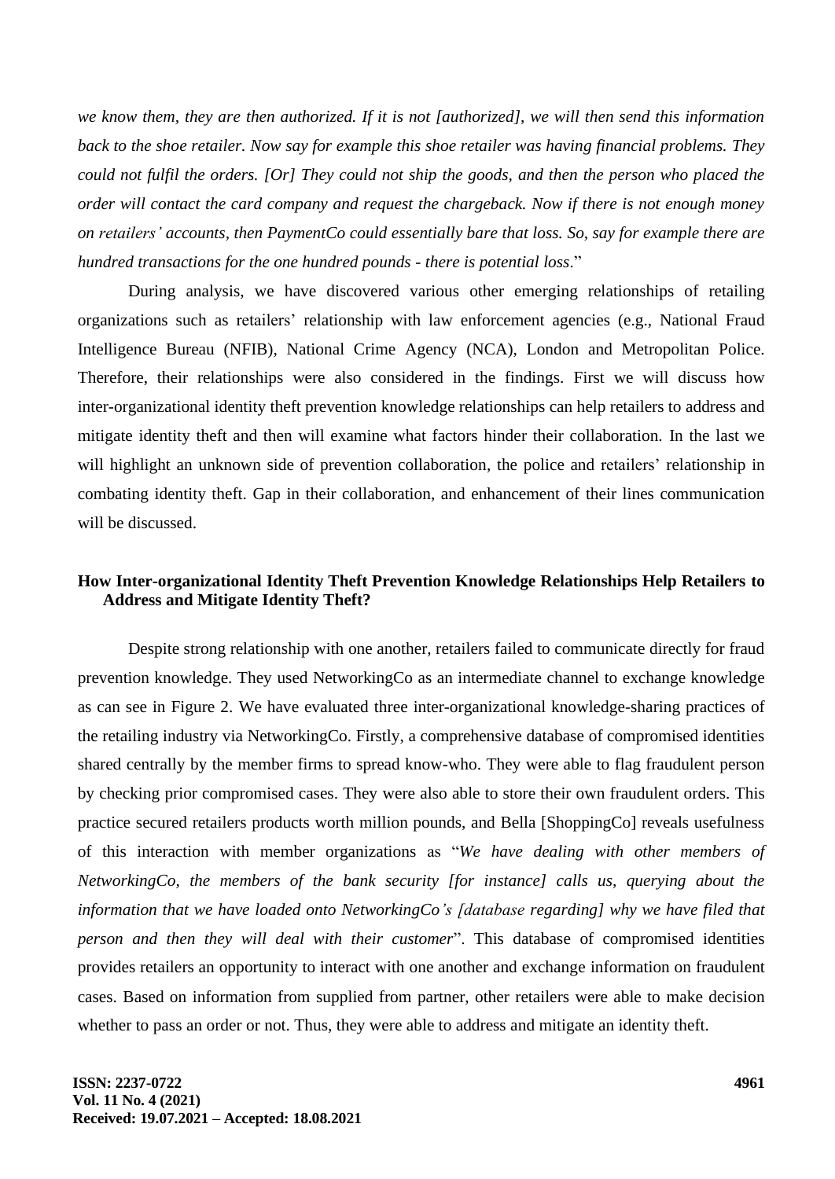*we know them, they are then authorized. If it is not [authorized], we will then send this information back to the shoe retailer. Now say for example this shoe retailer was having financial problems. They could not fulfil the orders. [Or] They could not ship the goods, and then the person who placed the order will contact the card company and request the chargeback. Now if there is not enough money on retailers' accounts, then PaymentCo could essentially bare that loss. So, say for example there are hundred transactions for the one hundred pounds - there is potential loss*."

During analysis, we have discovered various other emerging relationships of retailing organizations such as retailers' relationship with law enforcement agencies (e.g., National Fraud Intelligence Bureau (NFIB), National Crime Agency (NCA), London and Metropolitan Police. Therefore, their relationships were also considered in the findings. First we will discuss how inter-organizational identity theft prevention knowledge relationships can help retailers to address and mitigate identity theft and then will examine what factors hinder their collaboration. In the last we will highlight an unknown side of prevention collaboration, the police and retailers' relationship in combating identity theft. Gap in their collaboration, and enhancement of their lines communication will be discussed.

## How Inter-organizational Identity Theft Prevention Knowledge Relationships Help Retailers to Address and Mitigate Identity Theft?

Despite strong relationship with one another, retailers failed to communicate directly for fraud prevention knowledge. They used NetworkingCo as an intermediate channel to exchange knowledge as can see in Figure 2. We have evaluated three inter-organizational knowledge-sharing practices of the retailing industry via NetworkingCo. Firstly, a comprehensive database of compromised identities shared centrally by the member firms to spread know-who. They were able to flag fraudulent person by checking prior compromised cases. They were also able to store their own fraudulent orders. This practice secured retailers products worth million pounds, and Bella [ShoppingCo] reveals usefulness of this interaction with member organizations as "*We have dealing with other members of NetworkingCo, the members of the bank security [for instance] calls us, querying about the information that we have loaded onto NetworkingCo's [database regarding] why we have filed that person and then they will deal with their customer*". This database of compromised identities provides retailers an opportunity to interact with one another and exchange information on fraudulent cases. Based on information from supplied from partner, other retailers were able to make decision whether to pass an order or not. Thus, they were able to address and mitigate an identity theft.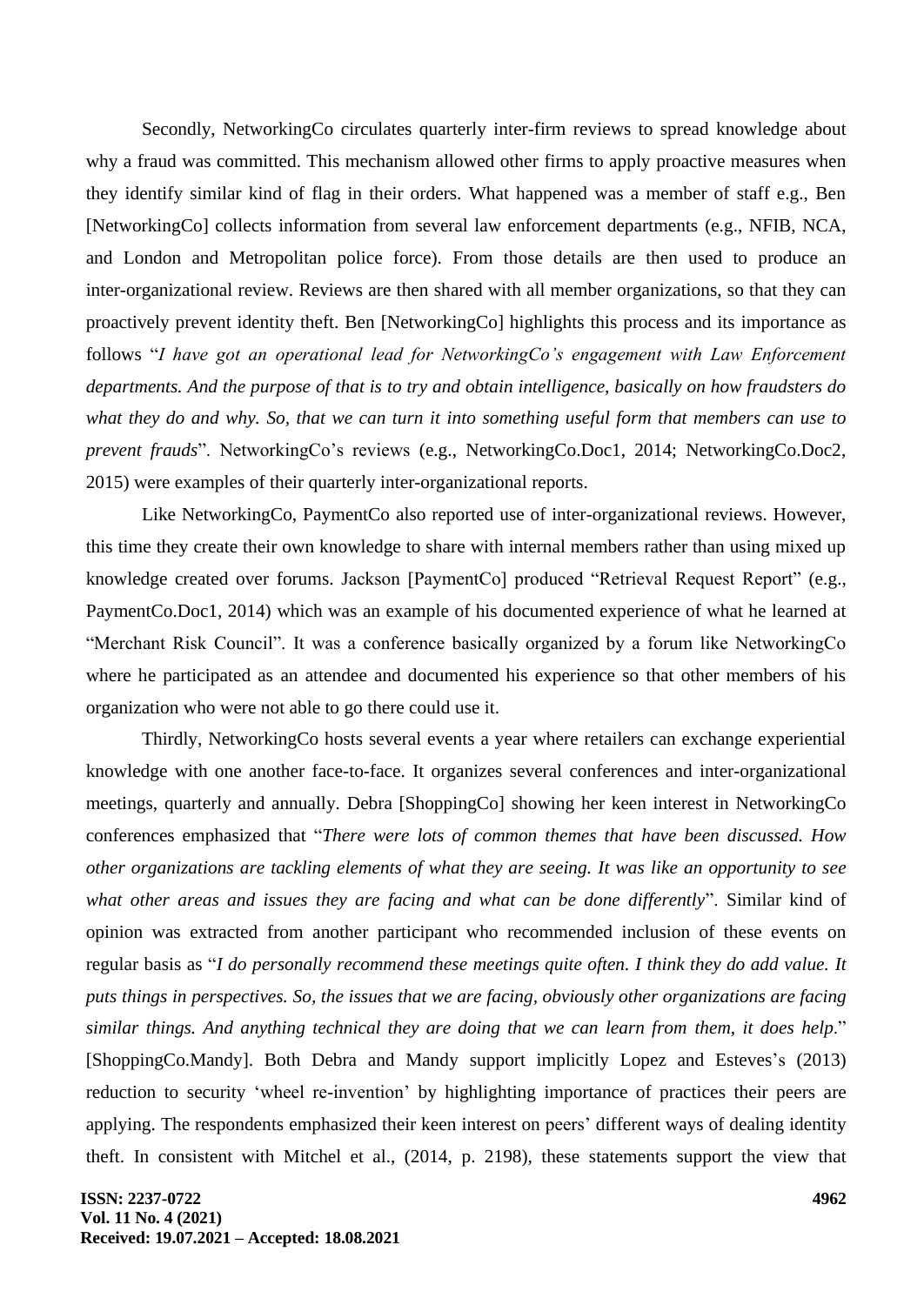Secondly, NetworkingCo circulates quarterly inter-firm reviews to spread knowledge about why a fraud was committed. This mechanism allowed other firms to apply proactive measures when they identify similar kind of flag in their orders. What happened was a member of staff e.g., Ben [NetworkingCo] collects information from several law enforcement departments (e.g., NFIB, NCA, and London and Metropolitan police force). From those details are then used to produce an inter-organizational review. Reviews are then shared with all member organizations, so that they can proactively prevent identity theft. Ben [NetworkingCo] highlights this process and its importance as follows "*I have got an operational lead for NetworkingCo's engagement with Law Enforcement departments. And the purpose of that is to try and obtain intelligence, basically on how fraudsters do what they do and why. So, that we can turn it into something useful form that members can use to prevent frauds*". NetworkingCo's reviews (e.g., NetworkingCo.Doc1, 2014; NetworkingCo.Doc2, 2015) were examples of their quarterly inter-organizational reports.

Like NetworkingCo, PaymentCo also reported use of inter-organizational reviews. However, this time they create their own knowledge to share with internal members rather than using mixed up knowledge created over forums. Jackson [PaymentCo] produced "Retrieval Request Report" (e.g., PaymentCo.Doc1, 2014) which was an example of his documented experience of what he learned at "Merchant Risk Council". It was a conference basically organized by a forum like NetworkingCo where he participated as an attendee and documented his experience so that other members of his organization who were not able to go there could use it.

Thirdly, NetworkingCo hosts several events a year where retailers can exchange experiential knowledge with one another face-to-face. It organizes several conferences and inter-organizational meetings, quarterly and annually. Debra [ShoppingCo] showing her keen interest in NetworkingCo conferences emphasized that "*There were lots of common themes that have been discussed. How other organizations are tackling elements of what they are seeing. It was like an opportunity to see what other areas and issues they are facing and what can be done differently*". Similar kind of opinion was extracted from another participant who recommended inclusion of these events on regular basis as "*I do personally recommend these meetings quite often. I think they do add value. It puts things in perspectives. So, the issues that we are facing, obviously other organizations are facing similar things. And anything technical they are doing that we can learn from them, it does help*." [ShoppingCo.Mandy]. Both Debra and Mandy support implicitly Lopez and Esteves's (2013) reduction to security 'wheel re-invention' by highlighting importance of practices their peers are applying. The respondents emphasized their keen interest on peers' different ways of dealing identity theft. In consistent with Mitchel et al., (2014, p. 2198), these statements support the view that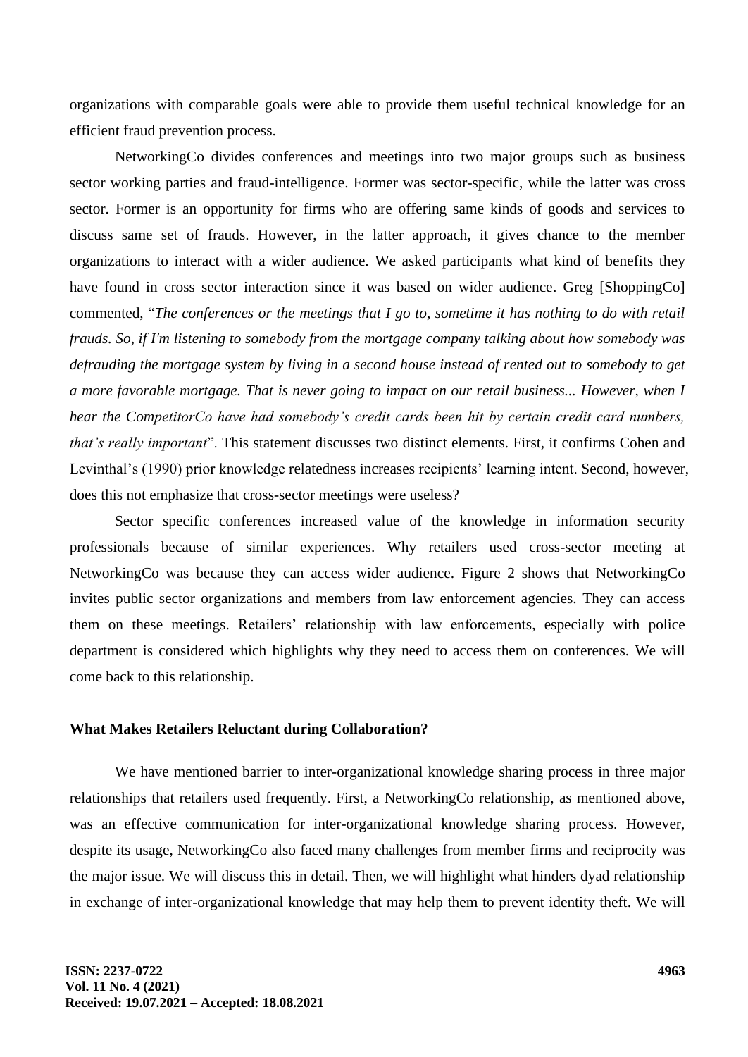organizations with comparable goals were able to provide them useful technical knowledge for an efficient fraud prevention process.

NetworkingCo divides conferences and meetings into two major groups such as business sector working parties and fraud-intelligence. Former was sector-specific, while the latter was cross sector. Former is an opportunity for firms who are offering same kinds of goods and services to discuss same set of frauds. However, in the latter approach, it gives chance to the member organizations to interact with a wider audience. We asked participants what kind of benefits they have found in cross sector interaction since it was based on wider audience. Greg [ShoppingCo] commented, "*The conferences or the meetings that I go to, sometime it has nothing to do with retail frauds. So, if I'm listening to somebody from the mortgage company talking about how somebody was defrauding the mortgage system by living in a second house instead of rented out to somebody to get a more favorable mortgage. That is never going to impact on our retail business... However, when I hear the CompetitorCo have had somebody's credit cards been hit by certain credit card numbers, that's really important*". This statement discusses two distinct elements. First, it confirms Cohen and Levinthal's (1990) prior knowledge relatedness increases recipients' learning intent. Second, however, does this not emphasize that cross-sector meetings were useless?

Sector specific conferences increased value of the knowledge in information security professionals because of similar experiences. Why retailers used cross-sector meeting at NetworkingCo was because they can access wider audience. Figure 2 shows that NetworkingCo invites public sector organizations and members from law enforcement agencies. They can access them on these meetings. Retailers' relationship with law enforcements, especially with police department is considered which highlights why they need to access them on conferences. We will come back to this relationship.

### What Makes Retailers Reluctant during Collaboration?

We have mentioned barrier to inter-organizational knowledge sharing process in three major relationships that retailers used frequently. First, a NetworkingCo relationship, as mentioned above, was an effective communication for inter-organizational knowledge sharing process. However, despite its usage, NetworkingCo also faced many challenges from member firms and reciprocity was the major issue. We will discuss this in detail. Then, we will highlight what hinders dyad relationship in exchange of inter-organizational knowledge that may help them to prevent identity theft. We will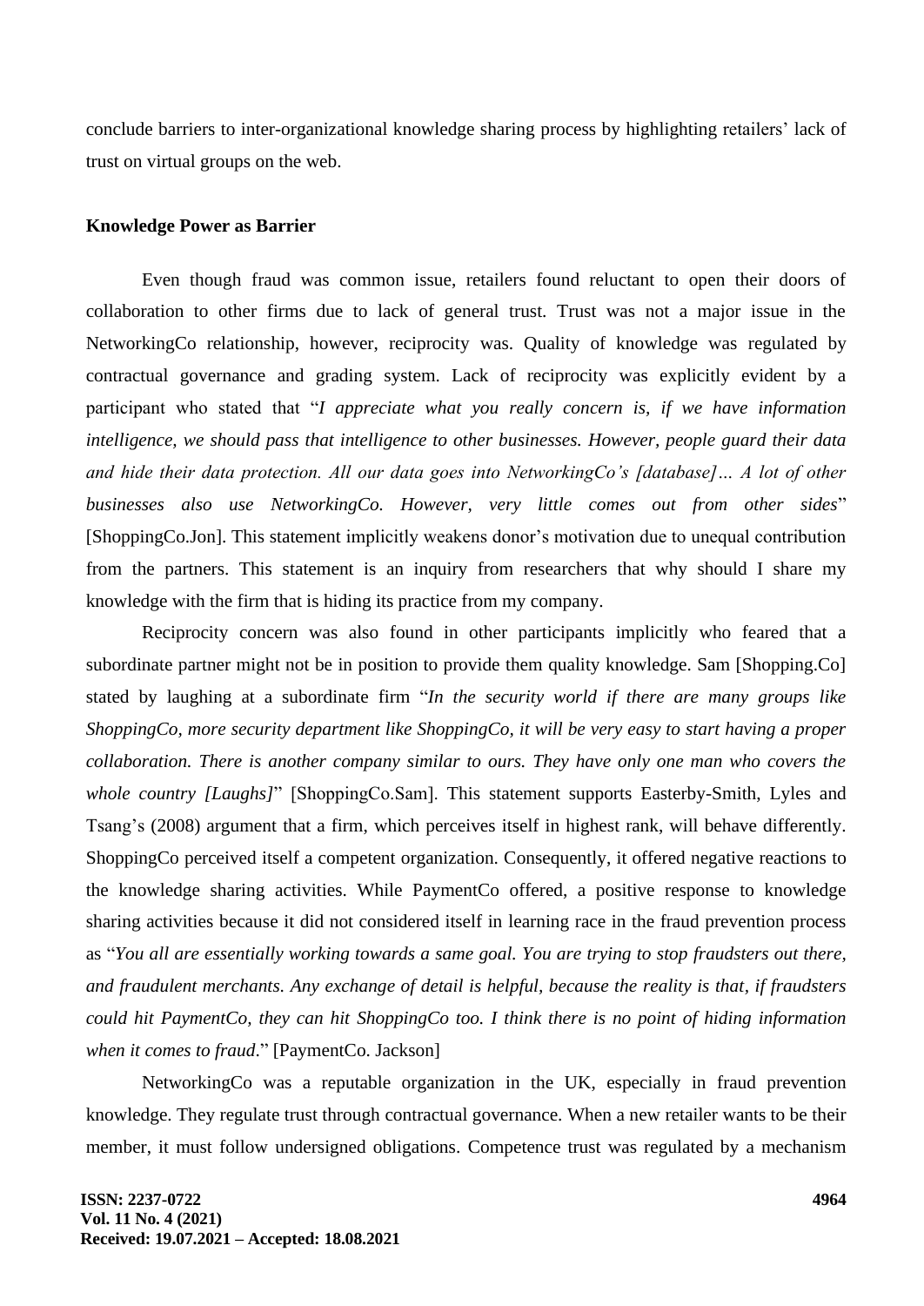conclude barriers to inter-organizational knowledge sharing process by highlighting retailers' lack of trust on virtual groups on the web.

**Knowledge Power as Barrier**

Even though fraud was common issue, retailers found reluctant to open their doors of collaboration to other firms due to lack of general trust. Trust was not a major issue in the NetworkingCo relationship, however, reciprocity was. Quality of knowledge was regulated by contractual governance and grading system. Lack of reciprocity was explicitly evident by a participant who stated that "*I appreciate what you really concern is, if we have information intelligence, we should pass that intelligence to other businesses. However, people guard their data and hide their data protection. All our data goes into NetworkingCo's [database]… A lot of other businesses also use NetworkingCo. However, very little comes out from other sides*" [ShoppingCo.Jon]. This statement implicitly weakens donor's motivation due to unequal contribution from the partners. This statement is an inquiry from researchers that why should I share my knowledge with the firm that is hiding its practice from my company.

Reciprocity concern was also found in other participants implicitly who feared that a subordinate partner might not be in position to provide them quality knowledge. Sam [Shopping.Co] stated by laughing at a subordinate firm "*In the security world if there are many groups like ShoppingCo, more security department like ShoppingCo, it will be very easy to start having a proper collaboration. There is another company similar to ours. They have only one man who covers the whole country [Laughs]*" [ShoppingCo.Sam]. This statement supports Easterby-Smith, Lyles and Tsang's (2008) argument that a firm, which perceives itself in highest rank, will behave differently. ShoppingCo perceived itself a competent organization. Consequently, it offered negative reactions to the knowledge sharing activities. While PaymentCo offered, a positive response to knowledge sharing activities because it did not considered itself in learning race in the fraud prevention process as "*You all are essentially working towards a same goal. You are trying to stop fraudsters out there, and fraudulent merchants. Any exchange of detail is helpful, because the reality is that, if fraudsters could hit PaymentCo, they can hit ShoppingCo too. I think there is no point of hiding information when it comes to fraud*." [PaymentCo. Jackson]

NetworkingCo was a reputable organization in the UK, especially in fraud prevention knowledge. They regulate trust through contractual governance. When a new retailer wants to be their member, it must follow undersigned obligations. Competence trust was regulated by a mechanism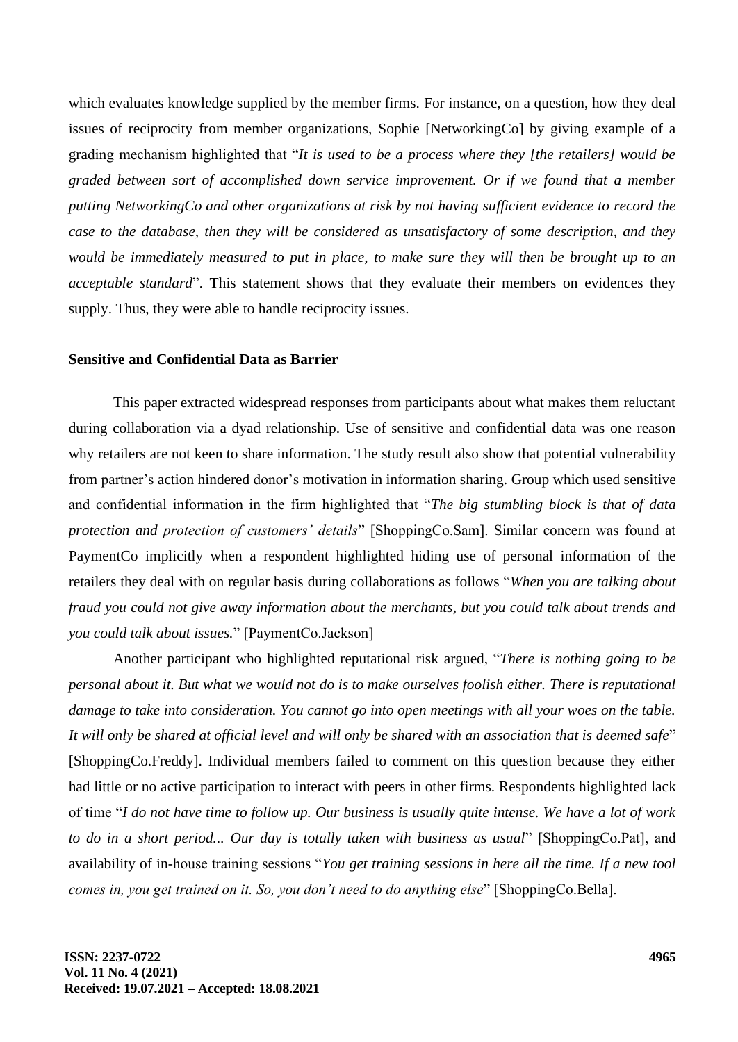which evaluates knowledge supplied by the member firms. For instance, on a question, how they deal issues of reciprocity from member organizations, Sophie [NetworkingCo] by giving example of a grading mechanism highlighted that "*It is used to be a process where they [the retailers] would be graded between sort of accomplished down service improvement. Or if we found that a member putting NetworkingCo and other organizations at risk by not having sufficient evidence to record the case to the database, then they will be considered as unsatisfactory of some description, and they would be immediately measured to put in place, to make sure they will then be brought up to an acceptable standard*". This statement shows that they evaluate their members on evidences they supply. Thus, they were able to handle reciprocity issues.

**Sensitive and Confidential Data as Barrier**

This paper extracted widespread responses from participants about what makes them reluctant during collaboration via a dyad relationship. Use of sensitive and confidential data was one reason why retailers are not keen to share information. The study result also show that potential vulnerability from partner's action hindered donor's motivation in information sharing. Group which used sensitive and confidential information in the firm highlighted that "*The big stumbling block is that of data protection and protection of customers' details*" [ShoppingCo.Sam]. Similar concern was found at PaymentCo implicitly when a respondent highlighted hiding use of personal information of the retailers they deal with on regular basis during collaborations as follows "*When you are talking about fraud you could not give away information about the merchants, but you could talk about trends and you could talk about issues.*" [PaymentCo.Jackson]

Another participant who highlighted reputational risk argued, "*There is nothing going to be personal about it. But what we would not do is to make ourselves foolish either. There is reputational damage to take into consideration. You cannot go into open meetings with all your woes on the table. It will only be shared at official level and will only be shared with an association that is deemed safe*" [ShoppingCo.Freddy]. Individual members failed to comment on this question because they either had little or no active participation to interact with peers in other firms. Respondents highlighted lack of time "*I do not have time to follow up. Our business is usually quite intense. We have a lot of work to do in a short period... Our day is totally taken with business as usual*" [ShoppingCo.Pat], and availability of in-house training sessions "*You get training sessions in here all the time. If a new tool comes in, you get trained on it. So, you don't need to do anything else*" [ShoppingCo.Bella].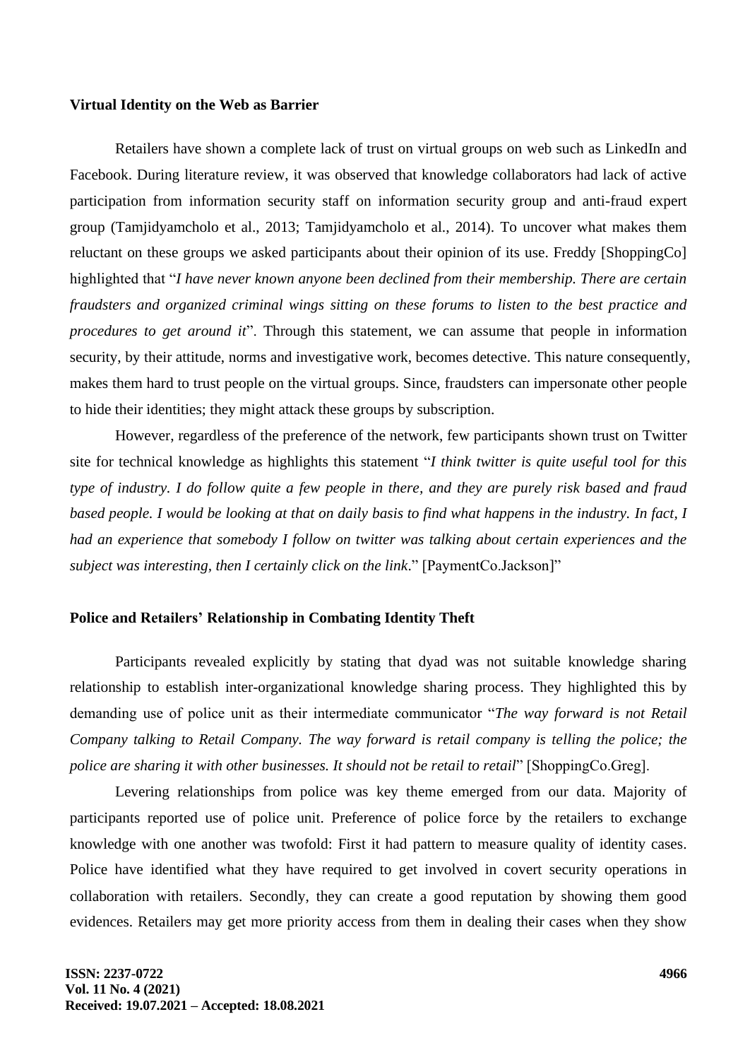### Virtual Identity on the Web as Barrier

Retailers have shown a complete lack of trust on virtual groups on web such as LinkedIn and Facebook. During literature review, it was observed that knowledge collaborators had lack of active participation from information security staff on information security group and anti-fraud expert group (Tamjidyamcholo et al., 2013; Tamjidyamcholo et al., 2014). To uncover what makes them reluctant on these groups we asked participants about their opinion of its use. Freddy [ShoppingCo] highlighted that "*I have never known anyone been declined from their membership. There are certain fraudsters and organized criminal wings sitting on these forums to listen to the best practice and procedures to get around it*". Through this statement, we can assume that people in information security, by their attitude, norms and investigative work, becomes detective. This nature consequently, makes them hard to trust people on the virtual groups. Since, fraudsters can impersonate other people to hide their identities; they might attack these groups by subscription.

However, regardless of the preference of the network, few participants shown trust on Twitter site for technical knowledge as highlights this statement "*I think twitter is quite useful tool for this type of industry. I do follow quite a few people in there, and they are purely risk based and fraud based people. I would be looking at that on daily basis to find what happens in the industry. In fact, I had an experience that somebody I follow on twitter was talking about certain experiences and the subject was interesting, then I certainly click on the link*." [PaymentCo.Jackson]"

### Police and Retailers' Relationship in Combating Identity Theft

Participants revealed explicitly by stating that dyad was not suitable knowledge sharing relationship to establish inter-organizational knowledge sharing process. They highlighted this by demanding use of police unit as their intermediate communicator "*The way forward is not Retail Company talking to Retail Company. The way forward is retail company is telling the police; the police are sharing it with other businesses. It should not be retail to retail*" [ShoppingCo.Greg].

Levering relationships from police was key theme emerged from our data. Majority of participants reported use of police unit. Preference of police force by the retailers to exchange knowledge with one another was twofold: First it had pattern to measure quality of identity cases. Police have identified what they have required to get involved in covert security operations in collaboration with retailers. Secondly, they can create a good reputation by showing them good evidences. Retailers may get more priority access from them in dealing their cases when they show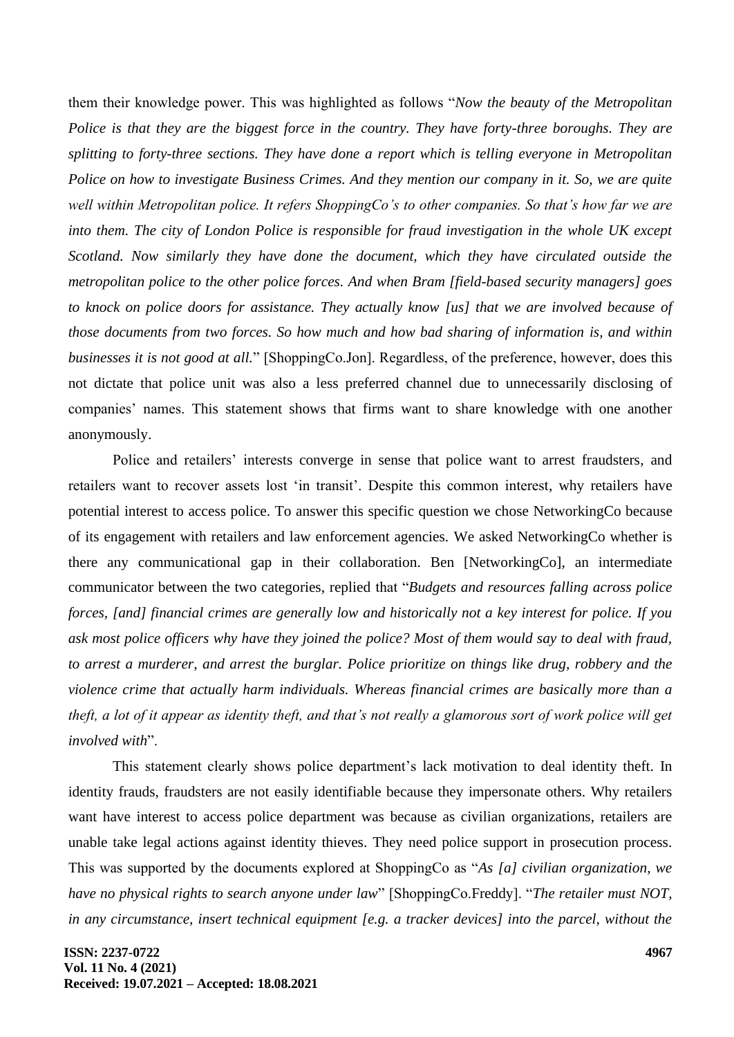them their knowledge power. This was highlighted as follows "*Now the beauty of the Metropolitan Police is that they are the biggest force in the country. They have forty-three boroughs. They are splitting to forty-three sections. They have done a report which is telling everyone in Metropolitan Police on how to investigate Business Crimes. And they mention our company in it. So, we are quite well within Metropolitan police. It refers ShoppingCo's to other companies. So that's how far we are into them. The city of London Police is responsible for fraud investigation in the whole UK except Scotland. Now similarly they have done the document, which they have circulated outside the metropolitan police to the other police forces. And when Bram [field-based security managers] goes to knock on police doors for assistance. They actually know [us] that we are involved because of those documents from two forces. So how much and how bad sharing of information is, and within businesses it is not good at all.*" [ShoppingCo.Jon]. Regardless, of the preference, however, does this not dictate that police unit was also a less preferred channel due to unnecessarily disclosing of companies' names. This statement shows that firms want to share knowledge with one another anonymously.

Police and retailers' interests converge in sense that police want to arrest fraudsters, and retailers want to recover assets lost 'in transit'. Despite this common interest, why retailers have potential interest to access police. To answer this specific question we chose NetworkingCo because of its engagement with retailers and law enforcement agencies. We asked NetworkingCo whether is there any communicational gap in their collaboration. Ben [NetworkingCo], an intermediate communicator between the two categories, replied that "*Budgets and resources falling across police forces, [and] financial crimes are generally low and historically not a key interest for police. If you ask most police officers why have they joined the police? Most of them would say to deal with fraud, to arrest a murderer, and arrest the burglar. Police prioritize on things like drug, robbery and the violence crime that actually harm individuals. Whereas financial crimes are basically more than a theft, a lot of it appear as identity theft, and that's not really a glamorous sort of work police will get involved with*".

This statement clearly shows police department's lack motivation to deal identity theft. In identity frauds, fraudsters are not easily identifiable because they impersonate others. Why retailers want have interest to access police department was because as civilian organizations, retailers are unable take legal actions against identity thieves. They need police support in prosecution process. This was supported by the documents explored at ShoppingCo as "*As [a] civilian organization, we have no physical rights to search anyone under law*" [ShoppingCo.Freddy]. "*The retailer must NOT, in any circumstance, insert technical equipment [e.g. a tracker devices] into the parcel, without the*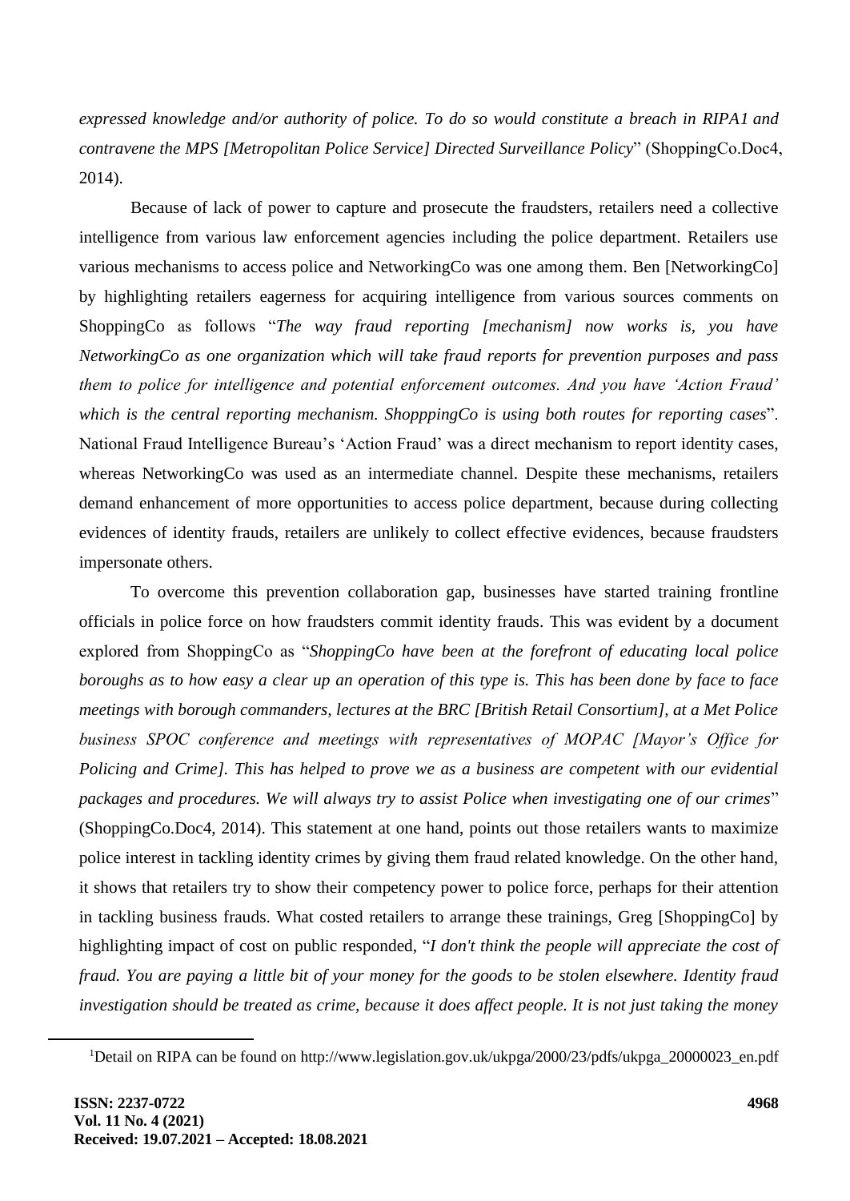*expressed knowledge and/or authority of police. To do so would constitute a breach in RIPA1 and contravene the MPS [Metropolitan Police Service] Directed Surveillance Policy*" (ShoppingCo.Doc4, 2014).

Because of lack of power to capture and prosecute the fraudsters, retailers need a collective intelligence from various law enforcement agencies including the police department. Retailers use various mechanisms to access police and NetworkingCo was one among them. Ben [NetworkingCo] by highlighting retailers eagerness for acquiring intelligence from various sources comments on ShoppingCo as follows "*The way fraud reporting [mechanism] now works is, you have NetworkingCo as one organization which will take fraud reports for prevention purposes and pass them to police for intelligence and potential enforcement outcomes. And you have 'Action Fraud' which is the central reporting mechanism. ShopppingCo is using both routes for reporting cases*". National Fraud Intelligence Bureau's 'Action Fraud' was a direct mechanism to report identity cases, whereas NetworkingCo was used as an intermediate channel. Despite these mechanisms, retailers demand enhancement of more opportunities to access police department, because during collecting evidences of identity frauds, retailers are unlikely to collect effective evidences, because fraudsters impersonate others.

To overcome this prevention collaboration gap, businesses have started training frontline officials in police force on how fraudsters commit identity frauds. This was evident by a document explored from ShoppingCo as "*ShoppingCo have been at the forefront of educating local police boroughs as to how easy a clear up an operation of this type is. This has been done by face to face meetings with borough commanders, lectures at the BRC [British Retail Consortium], at a Met Police business SPOC conference and meetings with representatives of MOPAC [Mayor's Office for Policing and Crime]. This has helped to prove we as a business are competent with our evidential packages and procedures. We will always try to assist Police when investigating one of our crimes*" (ShoppingCo.Doc4, 2014). This statement at one hand, points out those retailers wants to maximize police interest in tackling identity crimes by giving them fraud related knowledge. On the other hand, it shows that retailers try to show their competency power to police force, perhaps for their attention in tackling business frauds. What costed retailers to arrange these trainings, Greg [ShoppingCo] by highlighting impact of cost on public responded, "*I don't think the people will appreciate the cost of fraud. You are paying a little bit of your money for the goods to be stolen elsewhere. Identity fraud investigation should be treated as crime, because it does affect people. It is not just taking the money*

[1]Detail on RIPA can be found on http://www.legislation.gov.uk/ukpga/2000/23/pdfs/ukpga_20000023_en.pdf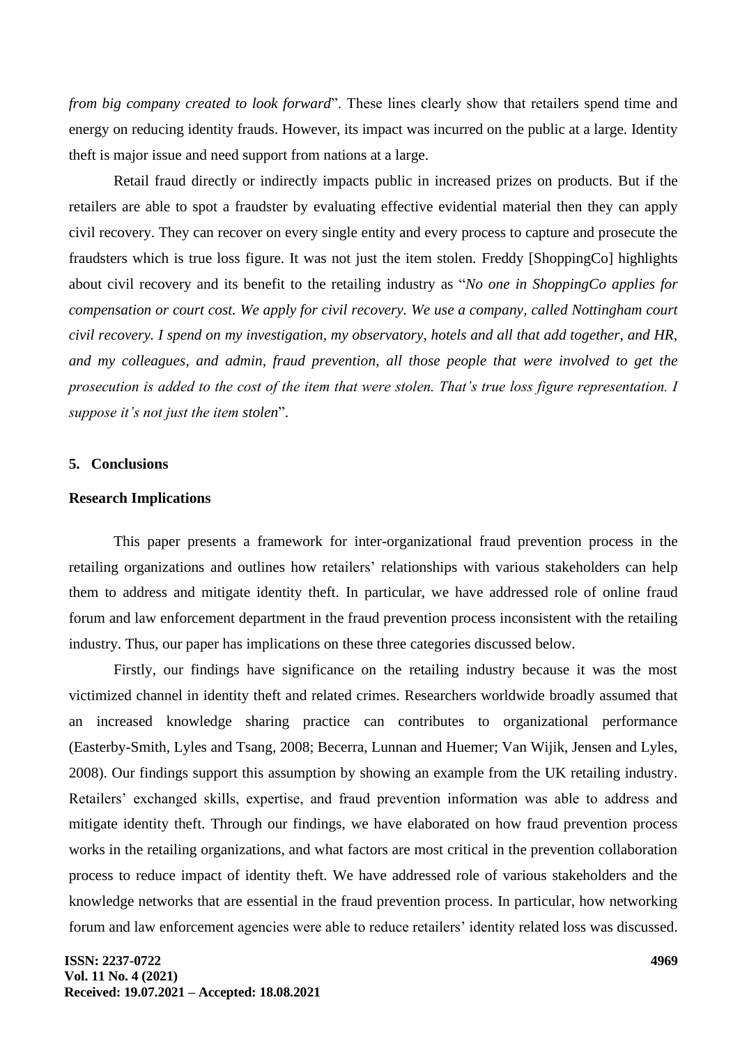*from big company created to look forward*". These lines clearly show that retailers spend time and energy on reducing identity frauds. However, its impact was incurred on the public at a large. Identity theft is major issue and need support from nations at a large.

Retail fraud directly or indirectly impacts public in increased prizes on products. But if the retailers are able to spot a fraudster by evaluating effective evidential material then they can apply civil recovery. They can recover on every single entity and every process to capture and prosecute the fraudsters which is true loss figure. It was not just the item stolen. Freddy [ShoppingCo] highlights about civil recovery and its benefit to the retailing industry as "*No one in ShoppingCo applies for compensation or court cost. We apply for civil recovery. We use a company, called Nottingham court civil recovery. I spend on my investigation, my observatory, hotels and all that add together, and HR, and my colleagues, and admin, fraud prevention, all those people that were involved to get the prosecution is added to the cost of the item that were stolen. That's true loss figure representation. I suppose it's not just the item stolen*".

## 5. Conclusions

### Research Implications

This paper presents a framework for inter-organizational fraud prevention process in the retailing organizations and outlines how retailers' relationships with various stakeholders can help them to address and mitigate identity theft. In particular, we have addressed role of online fraud forum and law enforcement department in the fraud prevention process inconsistent with the retailing industry. Thus, our paper has implications on these three categories discussed below.

Firstly, our findings have significance on the retailing industry because it was the most victimized channel in identity theft and related crimes. Researchers worldwide broadly assumed that an increased knowledge sharing practice can contributes to organizational performance (Easterby-Smith, Lyles and Tsang, 2008; Becerra, Lunnan and Huemer; Van Wijik, Jensen and Lyles, 2008). Our findings support this assumption by showing an example from the UK retailing industry. Retailers' exchanged skills, expertise, and fraud prevention information was able to address and mitigate identity theft. Through our findings, we have elaborated on how fraud prevention process works in the retailing organizations, and what factors are most critical in the prevention collaboration process to reduce impact of identity theft. We have addressed role of various stakeholders and the knowledge networks that are essential in the fraud prevention process. In particular, how networking forum and law enforcement agencies were able to reduce retailers' identity related loss was discussed.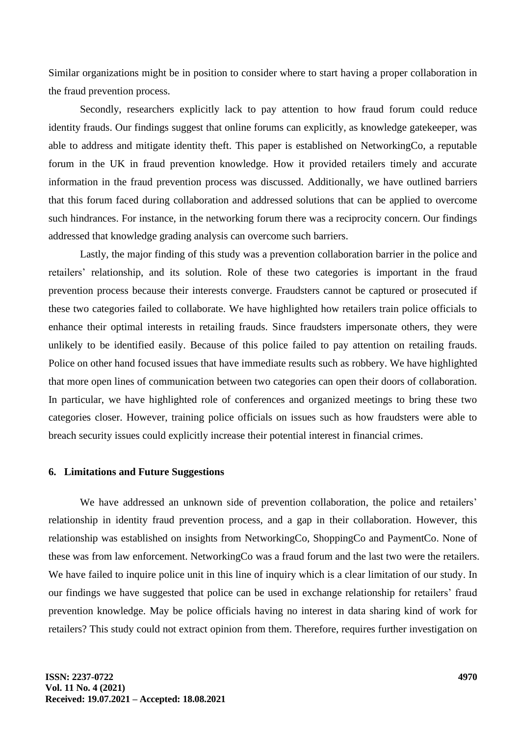Similar organizations might be in position to consider where to start having a proper collaboration in the fraud prevention process.

Secondly, researchers explicitly lack to pay attention to how fraud forum could reduce identity frauds. Our findings suggest that online forums can explicitly, as knowledge gatekeeper, was able to address and mitigate identity theft. This paper is established on NetworkingCo, a reputable forum in the UK in fraud prevention knowledge. How it provided retailers timely and accurate information in the fraud prevention process was discussed. Additionally, we have outlined barriers that this forum faced during collaboration and addressed solutions that can be applied to overcome such hindrances. For instance, in the networking forum there was a reciprocity concern. Our findings addressed that knowledge grading analysis can overcome such barriers.

Lastly, the major finding of this study was a prevention collaboration barrier in the police and retailers' relationship, and its solution. Role of these two categories is important in the fraud prevention process because their interests converge. Fraudsters cannot be captured or prosecuted if these two categories failed to collaborate. We have highlighted how retailers train police officials to enhance their optimal interests in retailing frauds. Since fraudsters impersonate others, they were unlikely to be identified easily. Because of this police failed to pay attention on retailing frauds. Police on other hand focused issues that have immediate results such as robbery. We have highlighted that more open lines of communication between two categories can open their doors of collaboration. In particular, we have highlighted role of conferences and organized meetings to bring these two categories closer. However, training police officials on issues such as how fraudsters were able to breach security issues could explicitly increase their potential interest in financial crimes.

### 6. Limitations and Future Suggestions

We have addressed an unknown side of prevention collaboration, the police and retailers' relationship in identity fraud prevention process, and a gap in their collaboration. However, this relationship was established on insights from NetworkingCo, ShoppingCo and PaymentCo. None of these was from law enforcement. NetworkingCo was a fraud forum and the last two were the retailers. We have failed to inquire police unit in this line of inquiry which is a clear limitation of our study. In our findings we have suggested that police can be used in exchange relationship for retailers' fraud prevention knowledge. May be police officials having no interest in data sharing kind of work for retailers? This study could not extract opinion from them. Therefore, requires further investigation on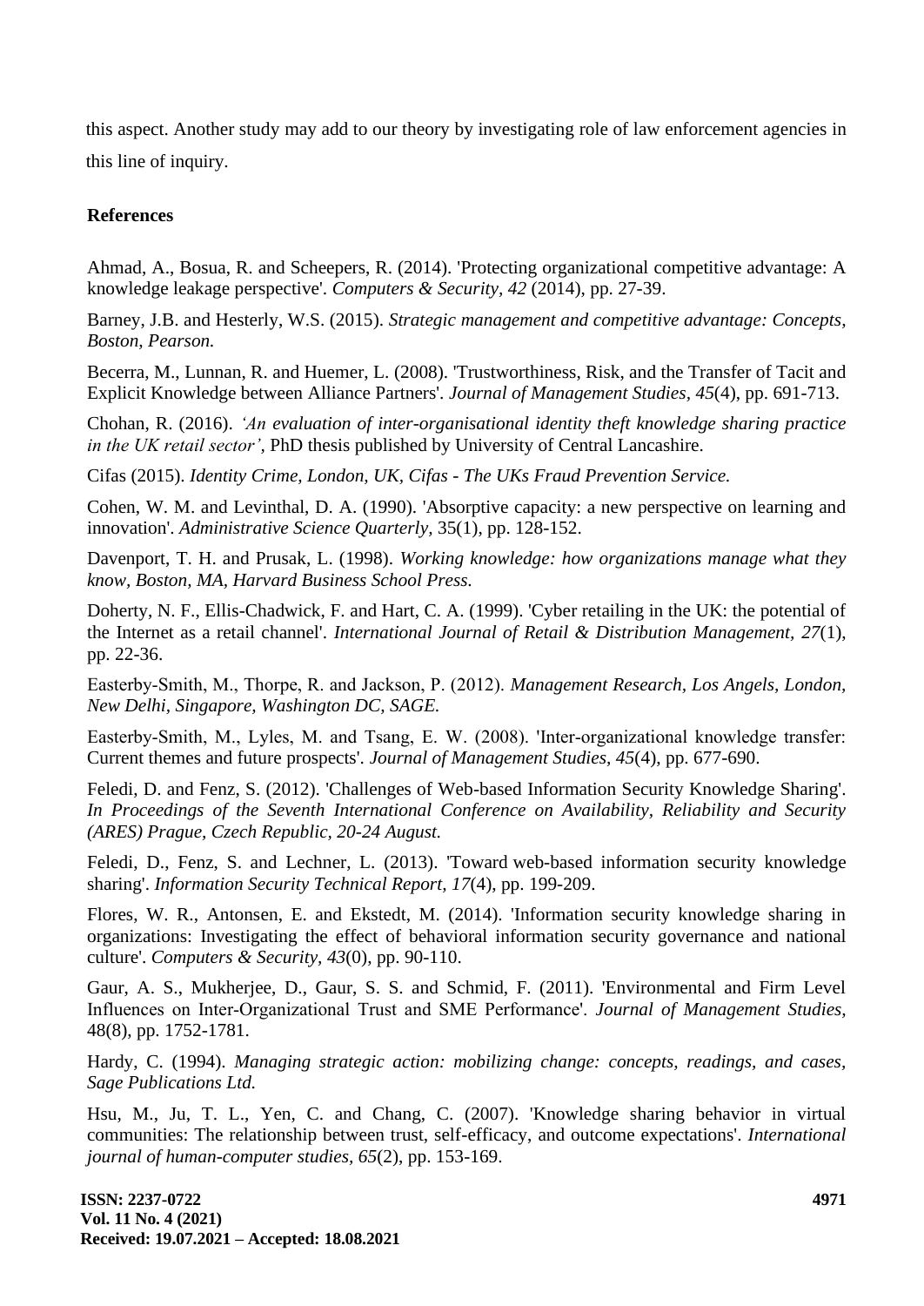this aspect. Another study may add to our theory by investigating role of law enforcement agencies in this line of inquiry.

**References**

Ahmad, A., Bosua, R. and Scheepers, R. (2014). 'Protecting organizational competitive advantage: A knowledge leakage perspective'. *Computers & Security, 42* (2014), pp. 27-39.

Barney, J.B. and Hesterly, W.S. (2015). *Strategic management and competitive advantage: Concepts, Boston, Pearson.*

Becerra, M., Lunnan, R. and Huemer, L. (2008). 'Trustworthiness, Risk, and the Transfer of Tacit and Explicit Knowledge between Alliance Partners'. *Journal of Management Studies, 45*(4), pp. 691-713.

Chohan, R. (2016). *'An evaluation of inter-organisational identity theft knowledge sharing practice in the UK retail sector'*, PhD thesis published by University of Central Lancashire.

Cifas (2015). *Identity Crime, London, UK, Cifas - The UKs Fraud Prevention Service.*

Cohen, W. M. and Levinthal, D. A. (1990). 'Absorptive capacity: a new perspective on learning and innovation'. *Administrative Science Quarterly,* 35(1), pp. 128-152.

Davenport, T. H. and Prusak, L. (1998). *Working knowledge: how organizations manage what they know, Boston, MA, Harvard Business School Press.*

Doherty, N. F., Ellis-Chadwick, F. and Hart, C. A. (1999). 'Cyber retailing in the UK: the potential of the Internet as a retail channel'. *International Journal of Retail & Distribution Management, 27*(1), pp. 22-36.

Easterby-Smith, M., Thorpe, R. and Jackson, P. (2012). *Management Research, Los Angels, London, New Delhi, Singapore, Washington DC, SAGE.*

Easterby-Smith, M., Lyles, M. and Tsang, E. W. (2008). 'Inter-organizational knowledge transfer: Current themes and future prospects'. *Journal of Management Studies, 45*(4), pp. 677-690.

Feledi, D. and Fenz, S. (2012). 'Challenges of Web-based Information Security Knowledge Sharing'. *In Proceedings of the Seventh International Conference on Availability, Reliability and Security (ARES) Prague, Czech Republic, 20-24 August.*

Feledi, D., Fenz, S. and Lechner, L. (2013). 'Toward web-based information security knowledge sharing'. *Information Security Technical Report, 17*(4), pp. 199-209.

Flores, W. R., Antonsen, E. and Ekstedt, M. (2014). 'Information security knowledge sharing in organizations: Investigating the effect of behavioral information security governance and national culture'. *Computers & Security, 43*(0), pp. 90-110.

Gaur, A. S., Mukherjee, D., Gaur, S. S. and Schmid, F. (2011). 'Environmental and Firm Level Influences on Inter-Organizational Trust and SME Performance'. *Journal of Management Studies,* 48(8), pp. 1752-1781.

Hardy, C. (1994). *Managing strategic action: mobilizing change: concepts, readings, and cases, Sage Publications Ltd.*

Hsu, M., Ju, T. L., Yen, C. and Chang, C. (2007). 'Knowledge sharing behavior in virtual communities: The relationship between trust, self-efficacy, and outcome expectations'. *International journal of human-computer studies, 65*(2), pp. 153-169.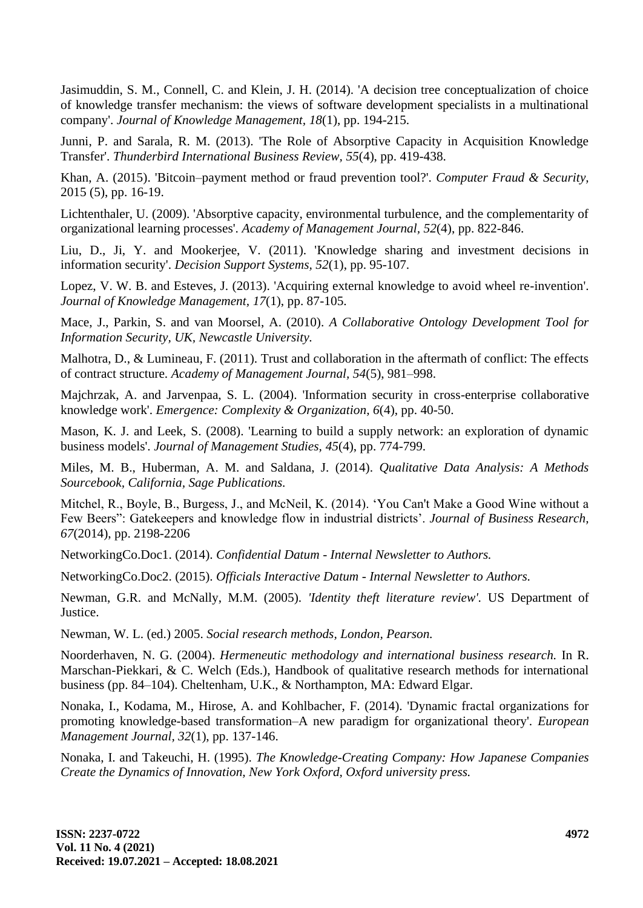Jasimuddin, S. M., Connell, C. and Klein, J. H. (2014). 'A decision tree conceptualization of choice of knowledge transfer mechanism: the views of software development specialists in a multinational company'. *Journal of Knowledge Management, 18*(1), pp. 194-215.

Junni, P. and Sarala, R. M. (2013). 'The Role of Absorptive Capacity in Acquisition Knowledge Transfer'. *Thunderbird International Business Review, 55*(4), pp. 419-438.

Khan, A. (2015). 'Bitcoin–payment method or fraud prevention tool?'. *Computer Fraud & Security,* 2015 (5), pp. 16-19.

Lichtenthaler, U. (2009). 'Absorptive capacity, environmental turbulence, and the complementarity of organizational learning processes'. *Academy of Management Journal, 52*(4), pp. 822-846.

Liu, D., Ji, Y. and Mookerjee, V. (2011). 'Knowledge sharing and investment decisions in information security'. *Decision Support Systems, 52*(1), pp. 95-107.

Lopez, V. W. B. and Esteves, J. (2013). 'Acquiring external knowledge to avoid wheel re-invention'. *Journal of Knowledge Management, 17*(1), pp. 87-105.

Mace, J., Parkin, S. and van Moorsel, A. (2010). *A Collaborative Ontology Development Tool for Information Security, UK, Newcastle University.*

Malhotra, D., & Lumineau, F. (2011). Trust and collaboration in the aftermath of conflict: The effects of contract structure. *Academy of Management Journal, 54*(5), 981–998.

Majchrzak, A. and Jarvenpaa, S. L. (2004). 'Information security in cross-enterprise collaborative knowledge work'. *Emergence: Complexity & Organization, 6*(4), pp. 40-50.

Mason, K. J. and Leek, S. (2008). 'Learning to build a supply network: an exploration of dynamic business models'. *Journal of Management Studies, 45*(4), pp. 774-799.

Miles, M. B., Huberman, A. M. and Saldana, J. (2014). *Qualitative Data Analysis: A Methods Sourcebook, California, Sage Publications.*

Mitchel, R., Boyle, B., Burgess, J., and McNeil, K. (2014). 'You Can't Make a Good Wine without a Few Beers": Gatekeepers and knowledge flow in industrial districts'. *Journal of Business Research, 67*(2014), pp. 2198-2206

NetworkingCo.Doc1. (2014). *Confidential Datum - Internal Newsletter to Authors.*

NetworkingCo.Doc2. (2015). *Officials Interactive Datum - Internal Newsletter to Authors.*

Newman, G.R. and McNally, M.M. (2005). *'Identity theft literature review'.* US Department of Justice.

Newman, W. L. (ed.) 2005. *Social research methods, London, Pearson.*

Noorderhaven, N. G. (2004). *Hermeneutic methodology and international business research.* In R. Marschan-Piekkari, & C. Welch (Eds.), Handbook of qualitative research methods for international business (pp. 84–104). Cheltenham, U.K., & Northampton, MA: Edward Elgar.

Nonaka, I., Kodama, M., Hirose, A. and Kohlbacher, F. (2014). 'Dynamic fractal organizations for promoting knowledge-based transformation–A new paradigm for organizational theory'. *European Management Journal, 32*(1), pp. 137-146.

Nonaka, I. and Takeuchi, H. (1995). *The Knowledge-Creating Company: How Japanese Companies Create the Dynamics of Innovation, New York Oxford, Oxford university press.*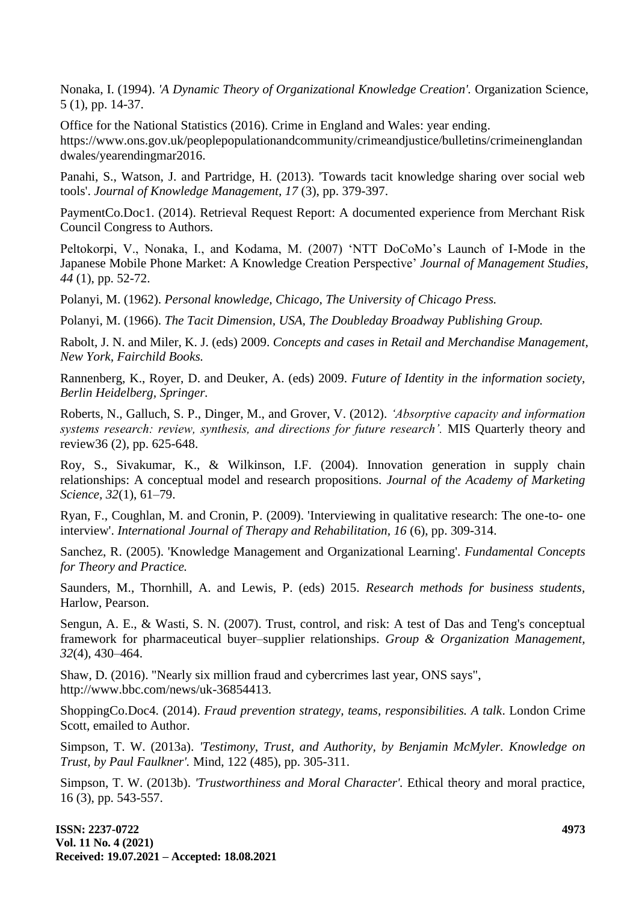Nonaka, I. (1994). *'A Dynamic Theory of Organizational Knowledge Creation'.* Organization Science, 5 (1), pp. 14-37.

Office for the National Statistics (2016). Crime in England and Wales: year ending. https://www.ons.gov.uk/peoplepopulationandcommunity/crimeandjustice/bulletins/crimeinenglandandwales/yearendingmar2016.

Panahi, S., Watson, J. and Partridge, H. (2013). 'Towards tacit knowledge sharing over social web tools'. *Journal of Knowledge Management, 17* (3), pp. 379-397.

PaymentCo.Doc1. (2014). Retrieval Request Report: A documented experience from Merchant Risk Council Congress to Authors.

Peltokorpi, V., Nonaka, I., and Kodama, M. (2007) 'NTT DoCoMo's Launch of I-Mode in the Japanese Mobile Phone Market: A Knowledge Creation Perspective' *Journal of Management Studies, 44* (1), pp. 52-72.

Polanyi, M. (1962). *Personal knowledge, Chicago, The University of Chicago Press.*

Polanyi, M. (1966). *The Tacit Dimension, USA, The Doubleday Broadway Publishing Group.*

Rabolt, J. N. and Miler, K. J. (eds) 2009. *Concepts and cases in Retail and Merchandise Management, New York, Fairchild Books.*

Rannenberg, K., Royer, D. and Deuker, A. (eds) 2009. *Future of Identity in the information society, Berlin Heidelberg, Springer.*

Roberts, N., Galluch, S. P., Dinger, M., and Grover, V. (2012). *'Absorptive capacity and information systems research: review, synthesis, and directions for future research'.* MIS Quarterly theory and review36 (2), pp. 625-648.

Roy, S., Sivakumar, K., & Wilkinson, I.F. (2004). Innovation generation in supply chain relationships: A conceptual model and research propositions. *Journal of the Academy of Marketing Science, 32*(1), 61–79.

Ryan, F., Coughlan, M. and Cronin, P. (2009). 'Interviewing in qualitative research: The one-to- one interview'. *International Journal of Therapy and Rehabilitation, 16* (6), pp. 309-314.

Sanchez, R. (2005). 'Knowledge Management and Organizational Learning'. *Fundamental Concepts for Theory and Practice.*

Saunders, M., Thornhill, A. and Lewis, P. (eds) 2015. *Research methods for business students*, Harlow, Pearson.

Sengun, A. E., & Wasti, S. N. (2007). Trust, control, and risk: A test of Das and Teng's conceptual framework for pharmaceutical buyer–supplier relationships. *Group & Organization Management, 32*(4), 430–464.

Shaw, D. (2016). "Nearly six million fraud and cybercrimes last year, ONS says", http://www.bbc.com/news/uk-36854413.

ShoppingCo.Doc4. (2014). *Fraud prevention strategy, teams, responsibilities. A talk*. London Crime Scott, emailed to Author.

Simpson, T. W. (2013a). *'Testimony, Trust, and Authority, by Benjamin McMyler. Knowledge on Trust, by Paul Faulkner'.* Mind, 122 (485), pp. 305-311.

Simpson, T. W. (2013b). *'Trustworthiness and Moral Character'.* Ethical theory and moral practice, 16 (3), pp. 543-557.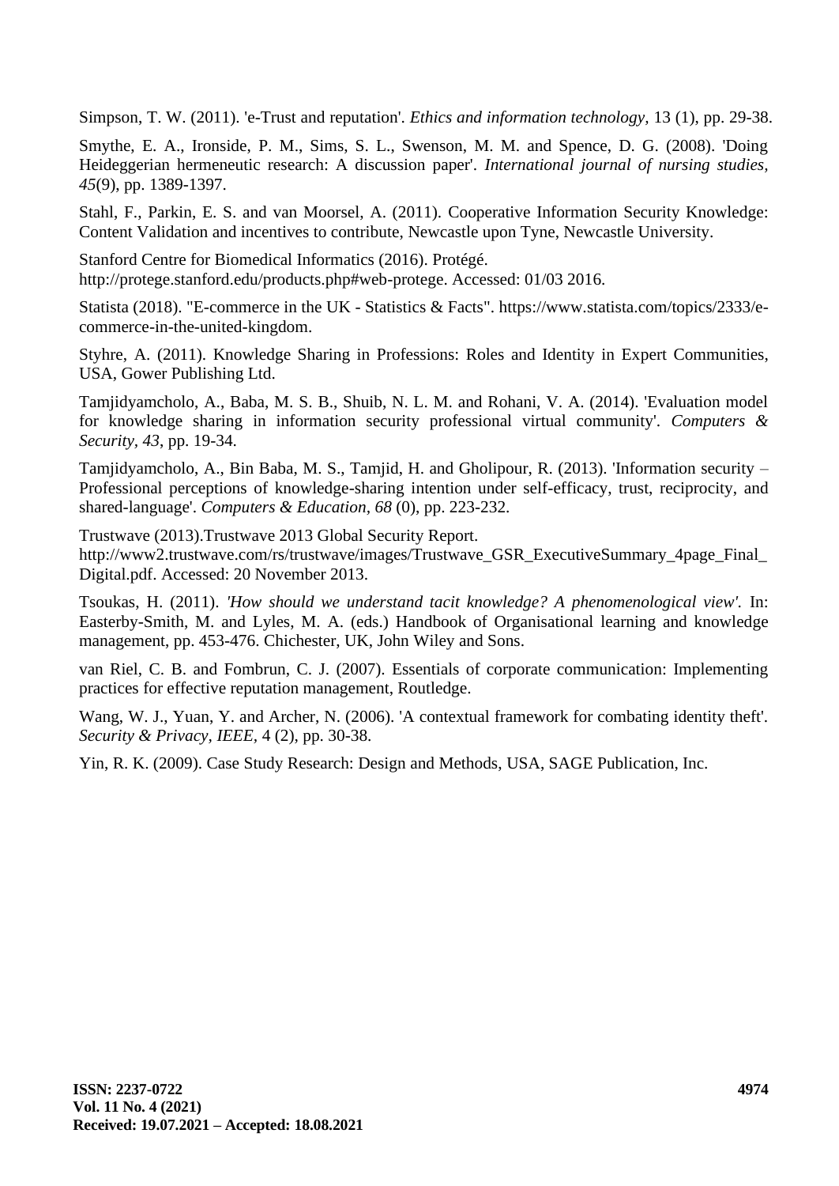Simpson, T. W. (2011). 'e-Trust and reputation'. *Ethics and information technology,* 13 (1), pp. 29-38.

Smythe, E. A., Ironside, P. M., Sims, S. L., Swenson, M. M. and Spence, D. G. (2008). 'Doing Heideggerian hermeneutic research: A discussion paper'. *International journal of nursing studies*, *45*(9), pp. 1389-1397.

Stahl, F., Parkin, E. S. and van Moorsel, A. (2011). Cooperative Information Security Knowledge: Content Validation and incentives to contribute, Newcastle upon Tyne, Newcastle University.

Stanford Centre for Biomedical Informatics (2016). Protégé. http://protege.stanford.edu/products.php#web-protege. Accessed: 01/03 2016.

Statista (2018). "E-commerce in the UK - Statistics & Facts". https://www.statista.com/topics/2333/e-commerce-in-the-united-kingdom.

Styhre, A. (2011). Knowledge Sharing in Professions: Roles and Identity in Expert Communities, USA, Gower Publishing Ltd.

Tamjidyamcholo, A., Baba, M. S. B., Shuib, N. L. M. and Rohani, V. A. (2014). 'Evaluation model for knowledge sharing in information security professional virtual community'. *Computers & Security*, *43*, pp. 19-34.

Tamjidyamcholo, A., Bin Baba, M. S., Tamjid, H. and Gholipour, R. (2013). 'Information security – Professional perceptions of knowledge-sharing intention under self-efficacy, trust, reciprocity, and shared-language'. *Computers & Education*, *68* (0), pp. 223-232.

Trustwave (2013).Trustwave 2013 Global Security Report. http://www2.trustwave.com/rs/trustwave/images/Trustwave_GSR_ExecutiveSummary_4page_Final_Digital.pdf. Accessed: 20 November 2013.

Tsoukas, H. (2011). *'How should we understand tacit knowledge? A phenomenological view'.* In: Easterby-Smith, M. and Lyles, M. A. (eds.) Handbook of Organisational learning and knowledge management, pp. 453-476. Chichester, UK, John Wiley and Sons.

van Riel, C. B. and Fombrun, C. J. (2007). Essentials of corporate communication: Implementing practices for effective reputation management, Routledge.

Wang, W. J., Yuan, Y. and Archer, N. (2006). 'A contextual framework for combating identity theft'. *Security & Privacy, IEEE,* 4 (2), pp. 30-38.

Yin, R. K. (2009). Case Study Research: Design and Methods, USA, SAGE Publication, Inc.